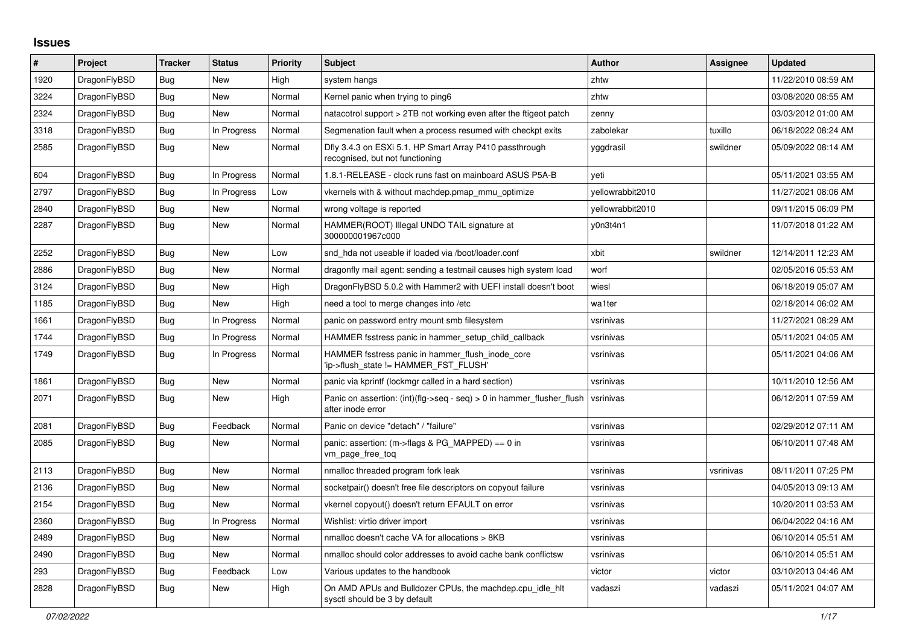# Issues

| # | Project | Tracker | Status | Priority | Subject | Author | Assignee | Updated |
|---|---|---|---|---|---|---|---|---|
| 1920 | DragonFlyBSD | Bug | New | High | system hangs | zhtw | | 11/22/2010 08:59 AM |
| 3224 | DragonFlyBSD | Bug | New | Normal | Kernel panic when trying to ping6 | zhtw | | 03/08/2020 08:55 AM |
| 2324 | DragonFlyBSD | Bug | New | Normal | natacotrol support > 2TB not working even after the ftigeot patch | zenny | | 03/03/2012 01:00 AM |
| 3318 | DragonFlyBSD | Bug | In Progress | Normal | Segmenation fault when a process resumed with checkpt exits | zabolekar | tuxillo | 06/18/2022 08:24 AM |
| 2585 | DragonFlyBSD | Bug | New | Normal | Dfly 3.4.3 on ESXi 5.1, HP Smart Array P410 passthrough recognised, but not functioning | yggdrasil | swildner | 05/09/2022 08:14 AM |
| 604 | DragonFlyBSD | Bug | In Progress | Normal | 1.8.1-RELEASE - clock runs fast on mainboard ASUS P5A-B | yeti | | 05/11/2021 03:55 AM |
| 2797 | DragonFlyBSD | Bug | In Progress | Low | vkernels with & without machdep.pmap_mmu_optimize | yellowrabbit2010 | | 11/27/2021 08:06 AM |
| 2840 | DragonFlyBSD | Bug | New | Normal | wrong voltage is reported | yellowrabbit2010 | | 09/11/2015 06:09 PM |
| 2287 | DragonFlyBSD | Bug | New | Normal | HAMMER(ROOT) Illegal UNDO TAIL signature at 300000001967c000 | y0n3t4n1 | | 11/07/2018 01:22 AM |
| 2252 | DragonFlyBSD | Bug | New | Low | snd_hda not useable if loaded via /boot/loader.conf | xbit | swildner | 12/14/2011 12:23 AM |
| 2886 | DragonFlyBSD | Bug | New | Normal | dragonfly mail agent: sending a testmail causes high system load | worf | | 02/05/2016 05:53 AM |
| 3124 | DragonFlyBSD | Bug | New | High | DragonFlyBSD 5.0.2 with Hammer2 with UEFI install doesn't boot | wiesl | | 06/18/2019 05:07 AM |
| 1185 | DragonFlyBSD | Bug | New | High | need a tool to merge changes into /etc | wa1ter | | 02/18/2014 06:02 AM |
| 1661 | DragonFlyBSD | Bug | In Progress | Normal | panic on password entry mount smb filesystem | vsrinivas | | 11/27/2021 08:29 AM |
| 1744 | DragonFlyBSD | Bug | In Progress | Normal | HAMMER fsstress panic in hammer_setup_child_callback | vsrinivas | | 05/11/2021 04:05 AM |
| 1749 | DragonFlyBSD | Bug | In Progress | Normal | HAMMER fsstress panic in hammer_flush_inode_core 'ip->flush_state != HAMMER_FST_FLUSH' | vsrinivas | | 05/11/2021 04:06 AM |
| 1861 | DragonFlyBSD | Bug | New | Normal | panic via kprintf (lockmgr called in a hard section) | vsrinivas | | 10/11/2010 12:56 AM |
| 2071 | DragonFlyBSD | Bug | New | High | Panic on assertion: (int)(flg->seq - seq) > 0 in hammer_flusher_flush after inode error | vsrinivas | | 06/12/2011 07:59 AM |
| 2081 | DragonFlyBSD | Bug | Feedback | Normal | Panic on device "detach" / "failure" | vsrinivas | | 02/29/2012 07:11 AM |
| 2085 | DragonFlyBSD | Bug | New | Normal | panic: assertion: (m->flags & PG_MAPPED) == 0 in vm_page_free_toq | vsrinivas | | 06/10/2011 07:48 AM |
| 2113 | DragonFlyBSD | Bug | New | Normal | nmalloc threaded program fork leak | vsrinivas | vsrinivas | 08/11/2011 07:25 PM |
| 2136 | DragonFlyBSD | Bug | New | Normal | socketpair() doesn't free file descriptors on copyout failure | vsrinivas | | 04/05/2013 09:13 AM |
| 2154 | DragonFlyBSD | Bug | New | Normal | vkernel copyout() doesn't return EFAULT on error | vsrinivas | | 10/20/2011 03:53 AM |
| 2360 | DragonFlyBSD | Bug | In Progress | Normal | Wishlist: virtio driver import | vsrinivas | | 06/04/2022 04:16 AM |
| 2489 | DragonFlyBSD | Bug | New | Normal | nmalloc doesn't cache VA for allocations > 8KB | vsrinivas | | 06/10/2014 05:51 AM |
| 2490 | DragonFlyBSD | Bug | New | Normal | nmalloc should color addresses to avoid cache bank conflictsw | vsrinivas | | 06/10/2014 05:51 AM |
| 293 | DragonFlyBSD | Bug | Feedback | Low | Various updates to the handbook | victor | victor | 03/10/2013 04:46 AM |
| 2828 | DragonFlyBSD | Bug | New | High | On AMD APUs and Bulldozer CPUs, the machdep.cpu_idle_hlt sysctl should be 3 by default | vadaszi | vadaszi | 05/11/2021 04:07 AM |

*07/02/2022*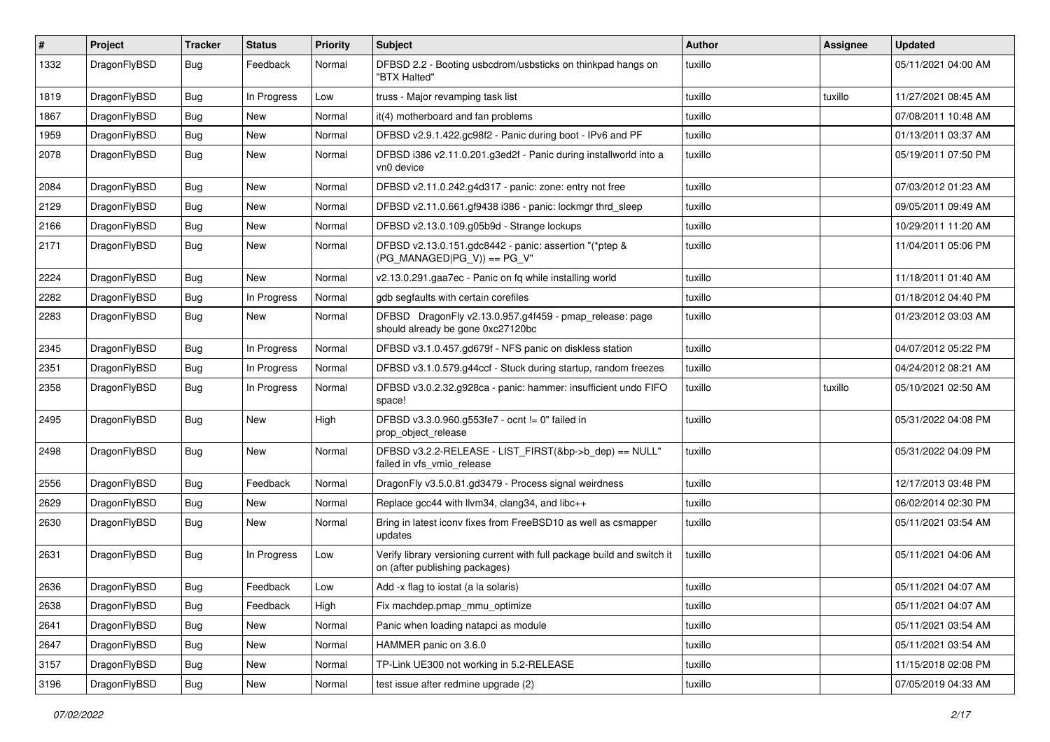| # | Project | Tracker | Status | Priority | Subject | Author | Assignee | Updated |
|---|---|---|---|---|---|---|---|---|
| 1332 | DragonFlyBSD | Bug | Feedback | Normal | DFBSD 2.2 - Booting usbcdrom/usbsticks on thinkpad hangs on "BTX Halted" | tuxillo | | 05/11/2021 04:00 AM |
| 1819 | DragonFlyBSD | Bug | In Progress | Low | truss - Major revamping task list | tuxillo | tuxillo | 11/27/2021 08:45 AM |
| 1867 | DragonFlyBSD | Bug | New | Normal | it(4) motherboard and fan problems | tuxillo | | 07/08/2011 10:48 AM |
| 1959 | DragonFlyBSD | Bug | New | Normal | DFBSD v2.9.1.422.gc98f2 - Panic during boot - IPv6 and PF | tuxillo | | 01/13/2011 03:37 AM |
| 2078 | DragonFlyBSD | Bug | New | Normal | DFBSD i386 v2.11.0.201.g3ed2f - Panic during installworld into a vn0 device | tuxillo | | 05/19/2011 07:50 PM |
| 2084 | DragonFlyBSD | Bug | New | Normal | DFBSD v2.11.0.242.g4d317 - panic: zone: entry not free | tuxillo | | 07/03/2012 01:23 AM |
| 2129 | DragonFlyBSD | Bug | New | Normal | DFBSD v2.11.0.661.gf9438 i386 - panic: lockmgr thrd_sleep | tuxillo | | 09/05/2011 09:49 AM |
| 2166 | DragonFlyBSD | Bug | New | Normal | DFBSD v2.13.0.109.g05b9d - Strange lockups | tuxillo | | 10/29/2011 11:20 AM |
| 2171 | DragonFlyBSD | Bug | New | Normal | DFBSD v2.13.0.151.gdc8442 - panic: assertion "(*ptep & (PG_MANAGED\|PG_V)) == PG_V" | tuxillo | | 11/04/2011 05:06 PM |
| 2224 | DragonFlyBSD | Bug | New | Normal | v2.13.0.291.gaa7ec - Panic on fq while installing world | tuxillo | | 11/18/2011 01:40 AM |
| 2282 | DragonFlyBSD | Bug | In Progress | Normal | gdb segfaults with certain corefiles | tuxillo | | 01/18/2012 04:40 PM |
| 2283 | DragonFlyBSD | Bug | New | Normal | DFBSD DragonFly v2.13.0.957.g4f459 - pmap_release: page should already be gone 0xc27120bc | tuxillo | | 01/23/2012 03:03 AM |
| 2345 | DragonFlyBSD | Bug | In Progress | Normal | DFBSD v3.1.0.457.gd679f - NFS panic on diskless station | tuxillo | | 04/07/2012 05:22 PM |
| 2351 | DragonFlyBSD | Bug | In Progress | Normal | DFBSD v3.1.0.579.g44ccf - Stuck during startup, random freezes | tuxillo | | 04/24/2012 08:21 AM |
| 2358 | DragonFlyBSD | Bug | In Progress | Normal | DFBSD v3.0.2.32.g928ca - panic: hammer: insufficient undo FIFO space! | tuxillo | tuxillo | 05/10/2021 02:50 AM |
| 2495 | DragonFlyBSD | Bug | New | High | DFBSD v3.3.0.960.g553fe7 - ocnt != 0" failed in prop_object_release | tuxillo | | 05/31/2022 04:08 PM |
| 2498 | DragonFlyBSD | Bug | New | Normal | DFBSD v3.2.2-RELEASE - LIST_FIRST(&bp->b_dep) == NULL" failed in vfs_vmio_release | tuxillo | | 05/31/2022 04:09 PM |
| 2556 | DragonFlyBSD | Bug | Feedback | Normal | DragonFly v3.5.0.81.gd3479 - Process signal weirdness | tuxillo | | 12/17/2013 03:48 PM |
| 2629 | DragonFlyBSD | Bug | New | Normal | Replace gcc44 with llvm34, clang34, and libc++ | tuxillo | | 06/02/2014 02:30 PM |
| 2630 | DragonFlyBSD | Bug | New | Normal | Bring in latest iconv fixes from FreeBSD10 as well as csmapper updates | tuxillo | | 05/11/2021 03:54 AM |
| 2631 | DragonFlyBSD | Bug | In Progress | Low | Verify library versioning current with full package build and switch it on (after publishing packages) | tuxillo | | 05/11/2021 04:06 AM |
| 2636 | DragonFlyBSD | Bug | Feedback | Low | Add -x flag to iostat (a la solaris) | tuxillo | | 05/11/2021 04:07 AM |
| 2638 | DragonFlyBSD | Bug | Feedback | High | Fix machdep.pmap_mmu_optimize | tuxillo | | 05/11/2021 04:07 AM |
| 2641 | DragonFlyBSD | Bug | New | Normal | Panic when loading natapci as module | tuxillo | | 05/11/2021 03:54 AM |
| 2647 | DragonFlyBSD | Bug | New | Normal | HAMMER panic on 3.6.0 | tuxillo | | 05/11/2021 03:54 AM |
| 3157 | DragonFlyBSD | Bug | New | Normal | TP-Link UE300 not working in 5.2-RELEASE | tuxillo | | 11/15/2018 02:08 PM |
| 3196 | DragonFlyBSD | Bug | New | Normal | test issue after redmine upgrade (2) | tuxillo | | 07/05/2019 04:33 AM |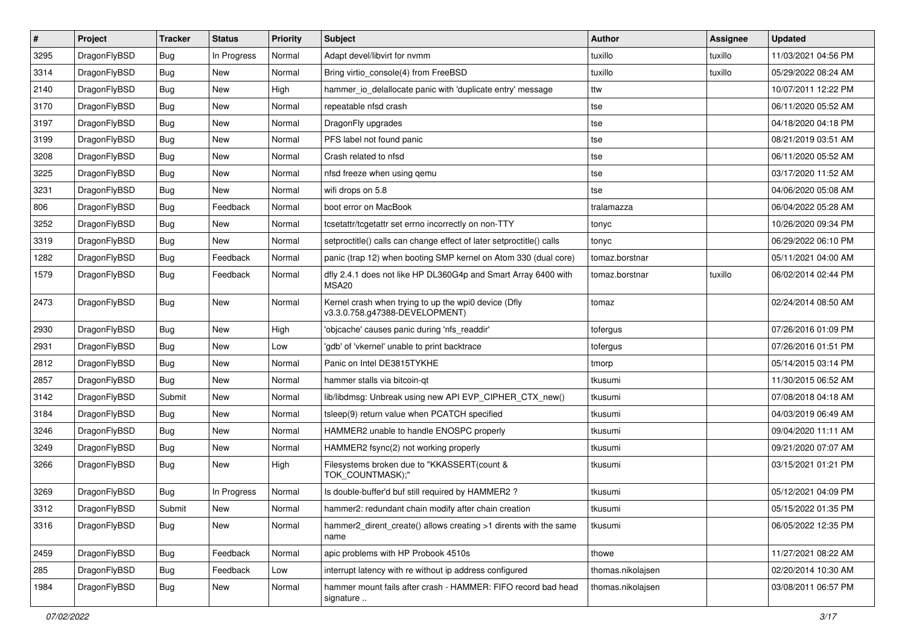| # | Project | Tracker | Status | Priority | Subject | Author | Assignee | Updated |
|---|---|---|---|---|---|---|---|---|
| 3295 | DragonFlyBSD | Bug | In Progress | Normal | Adapt devel/libvirt for nvmm | tuxillo | tuxillo | 11/03/2021 04:56 PM |
| 3314 | DragonFlyBSD | Bug | New | Normal | Bring virtio_console(4) from FreeBSD | tuxillo | tuxillo | 05/29/2022 08:24 AM |
| 2140 | DragonFlyBSD | Bug | New | High | hammer_io_delallocate panic with 'duplicate entry' message | ttw | | 10/07/2011 12:22 PM |
| 3170 | DragonFlyBSD | Bug | New | Normal | repeatable nfsd crash | tse | | 06/11/2020 05:52 AM |
| 3197 | DragonFlyBSD | Bug | New | Normal | DragonFly upgrades | tse | | 04/18/2020 04:18 PM |
| 3199 | DragonFlyBSD | Bug | New | Normal | PFS label not found panic | tse | | 08/21/2019 03:51 AM |
| 3208 | DragonFlyBSD | Bug | New | Normal | Crash related to nfsd | tse | | 06/11/2020 05:52 AM |
| 3225 | DragonFlyBSD | Bug | New | Normal | nfsd freeze when using qemu | tse | | 03/17/2020 11:52 AM |
| 3231 | DragonFlyBSD | Bug | New | Normal | wifi drops on 5.8 | tse | | 04/06/2020 05:08 AM |
| 806 | DragonFlyBSD | Bug | Feedback | Normal | boot error on MacBook | tralamazza | | 06/04/2022 05:28 AM |
| 3252 | DragonFlyBSD | Bug | New | Normal | tcsetattr/tcgetattr set errno incorrectly on non-TTY | tonyc | | 10/26/2020 09:34 PM |
| 3319 | DragonFlyBSD | Bug | New | Normal | setproctitle() calls can change effect of later setproctitle() calls | tonyc | | 06/29/2022 06:10 PM |
| 1282 | DragonFlyBSD | Bug | Feedback | Normal | panic (trap 12) when booting SMP kernel on Atom 330 (dual core) | tomaz.borstnar | | 05/11/2021 04:00 AM |
| 1579 | DragonFlyBSD | Bug | Feedback | Normal | dfly 2.4.1 does not like HP DL360G4p and Smart Array 6400 with MSA20 | tomaz.borstnar | tuxillo | 06/02/2014 02:44 PM |
| 2473 | DragonFlyBSD | Bug | New | Normal | Kernel crash when trying to up the wpi0 device (Dfly v3.3.0.758.g47388-DEVELOPMENT) | tomaz | | 02/24/2014 08:50 AM |
| 2930 | DragonFlyBSD | Bug | New | High | 'objcache' causes panic during 'nfs_readdir' | tofergus | | 07/26/2016 01:09 PM |
| 2931 | DragonFlyBSD | Bug | New | Low | 'gdb' of 'vkernel' unable to print backtrace | tofergus | | 07/26/2016 01:51 PM |
| 2812 | DragonFlyBSD | Bug | New | Normal | Panic on Intel DE3815TYKHE | tmorp | | 05/14/2015 03:14 PM |
| 2857 | DragonFlyBSD | Bug | New | Normal | hammer stalls via bitcoin-qt | tkusumi | | 11/30/2015 06:52 AM |
| 3142 | DragonFlyBSD | Submit | New | Normal | lib/libdmsg: Unbreak using new API EVP_CIPHER_CTX_new() | tkusumi | | 07/08/2018 04:18 AM |
| 3184 | DragonFlyBSD | Bug | New | Normal | tsleep(9) return value when PCATCH specified | tkusumi | | 04/03/2019 06:49 AM |
| 3246 | DragonFlyBSD | Bug | New | Normal | HAMMER2 unable to handle ENOSPC properly | tkusumi | | 09/04/2020 11:11 AM |
| 3249 | DragonFlyBSD | Bug | New | Normal | HAMMER2 fsync(2) not working properly | tkusumi | | 09/21/2020 07:07 AM |
| 3266 | DragonFlyBSD | Bug | New | High | Filesystems broken due to "KKASSERT(count & TOK_COUNTMASK);" | tkusumi | | 03/15/2021 01:21 PM |
| 3269 | DragonFlyBSD | Bug | In Progress | Normal | Is double-buffer'd buf still required by HAMMER2 ? | tkusumi | | 05/12/2021 04:09 PM |
| 3312 | DragonFlyBSD | Submit | New | Normal | hammer2: redundant chain modify after chain creation | tkusumi | | 05/15/2022 01:35 PM |
| 3316 | DragonFlyBSD | Bug | New | Normal | hammer2_dirent_create() allows creating >1 dirents with the same name | tkusumi | | 06/05/2022 12:35 PM |
| 2459 | DragonFlyBSD | Bug | Feedback | Normal | apic problems with HP Probook 4510s | thowe | | 11/27/2021 08:22 AM |
| 285 | DragonFlyBSD | Bug | Feedback | Low | interrupt latency with re without ip address configured | thomas.nikolajsen | | 02/20/2014 10:30 AM |
| 1984 | DragonFlyBSD | Bug | New | Normal | hammer mount fails after crash - HAMMER: FIFO record bad head signature .. | thomas.nikolajsen | | 03/08/2011 06:57 PM |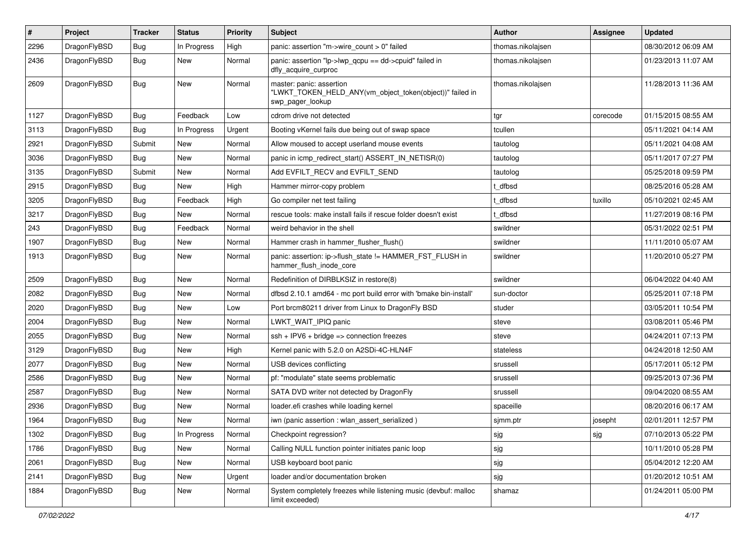| # | Project | Tracker | Status | Priority | Subject | Author | Assignee | Updated |
|---|---|---|---|---|---|---|---|---|
| 2296 | DragonFlyBSD | Bug | In Progress | High | panic: assertion "m->wire_count > 0" failed | thomas.nikolajsen | | 08/30/2012 06:09 AM |
| 2436 | DragonFlyBSD | Bug | New | Normal | panic: assertion "lp->lwp_qcpu == dd->cpuid" failed in dfly_acquire_curproc | thomas.nikolajsen | | 01/23/2013 11:07 AM |
| 2609 | DragonFlyBSD | Bug | New | Normal | master: panic: assertion "LWKT_TOKEN_HELD_ANY(vm_object_token(object))" failed in swp_pager_lookup | thomas.nikolajsen | | 11/28/2013 11:36 AM |
| 1127 | DragonFlyBSD | Bug | Feedback | Low | cdrom drive not detected | tgr | corecode | 01/15/2015 08:55 AM |
| 3113 | DragonFlyBSD | Bug | In Progress | Urgent | Booting vKernel fails due being out of swap space | tcullen | | 05/11/2021 04:14 AM |
| 2921 | DragonFlyBSD | Submit | New | Normal | Allow moused to accept userland mouse events | tautolog | | 05/11/2021 04:08 AM |
| 3036 | DragonFlyBSD | Bug | New | Normal | panic in icmp_redirect_start() ASSERT_IN_NETISR(0) | tautolog | | 05/11/2017 07:27 PM |
| 3135 | DragonFlyBSD | Submit | New | Normal | Add EVFILT_RECV and EVFILT_SEND | tautolog | | 05/25/2018 09:59 PM |
| 2915 | DragonFlyBSD | Bug | New | High | Hammer mirror-copy problem | t_dfbsd | | 08/25/2016 05:28 AM |
| 3205 | DragonFlyBSD | Bug | Feedback | High | Go compiler net test failing | t_dfbsd | tuxillo | 05/10/2021 02:45 AM |
| 3217 | DragonFlyBSD | Bug | New | Normal | rescue tools: make install fails if rescue folder doesn't exist | t_dfbsd | | 11/27/2019 08:16 PM |
| 243 | DragonFlyBSD | Bug | Feedback | Normal | weird behavior in the shell | swildner | | 05/31/2022 02:51 PM |
| 1907 | DragonFlyBSD | Bug | New | Normal | Hammer crash in hammer_flusher_flush() | swildner | | 11/11/2010 05:07 AM |
| 1913 | DragonFlyBSD | Bug | New | Normal | panic: assertion: ip->flush_state != HAMMER_FST_FLUSH in hammer_flush_inode_core | swildner | | 11/20/2010 05:27 PM |
| 2509 | DragonFlyBSD | Bug | New | Normal | Redefinition of DIRBLKSIZ in restore(8) | swildner | | 06/04/2022 04:40 AM |
| 2082 | DragonFlyBSD | Bug | New | Normal | dfbsd 2.10.1 amd64 - mc port build error with 'bmake bin-install' | sun-doctor | | 05/25/2011 07:18 PM |
| 2020 | DragonFlyBSD | Bug | New | Low | Port brcm80211 driver from Linux to DragonFly BSD | studer | | 03/05/2011 10:54 PM |
| 2004 | DragonFlyBSD | Bug | New | Normal | LWKT_WAIT_IPIQ panic | steve | | 03/08/2011 05:46 PM |
| 2055 | DragonFlyBSD | Bug | New | Normal | ssh + IPV6 + bridge => connection freezes | steve | | 04/24/2011 07:13 PM |
| 3129 | DragonFlyBSD | Bug | New | High | Kernel panic with 5.2.0 on A2SDi-4C-HLN4F | stateless | | 04/24/2018 12:50 AM |
| 2077 | DragonFlyBSD | Bug | New | Normal | USB devices conflicting | srussell | | 05/17/2011 05:12 PM |
| 2586 | DragonFlyBSD | Bug | New | Normal | pf: "modulate" state seems problematic | srussell | | 09/25/2013 07:36 PM |
| 2587 | DragonFlyBSD | Bug | New | Normal | SATA DVD writer not detected by DragonFly | srussell | | 09/04/2020 08:55 AM |
| 2936 | DragonFlyBSD | Bug | New | Normal | loader.efi crashes while loading kernel | spaceille | | 08/20/2016 06:17 AM |
| 1964 | DragonFlyBSD | Bug | New | Normal | iwn (panic assertion : wlan_assert_serialized ) | sjmm.ptr | josepht | 02/01/2011 12:57 PM |
| 1302 | DragonFlyBSD | Bug | In Progress | Normal | Checkpoint regression? | sjg | sjg | 07/10/2013 05:22 PM |
| 1786 | DragonFlyBSD | Bug | New | Normal | Calling NULL function pointer initiates panic loop | sjg | | 10/11/2010 05:28 PM |
| 2061 | DragonFlyBSD | Bug | New | Normal | USB keyboard boot panic | sjg | | 05/04/2012 12:20 AM |
| 2141 | DragonFlyBSD | Bug | New | Urgent | loader and/or documentation broken | sjg | | 01/20/2012 10:51 AM |
| 1884 | DragonFlyBSD | Bug | New | Normal | System completely freezes while listening music (devbuf: malloc limit exceeded) | shamaz | | 01/24/2011 05:00 PM |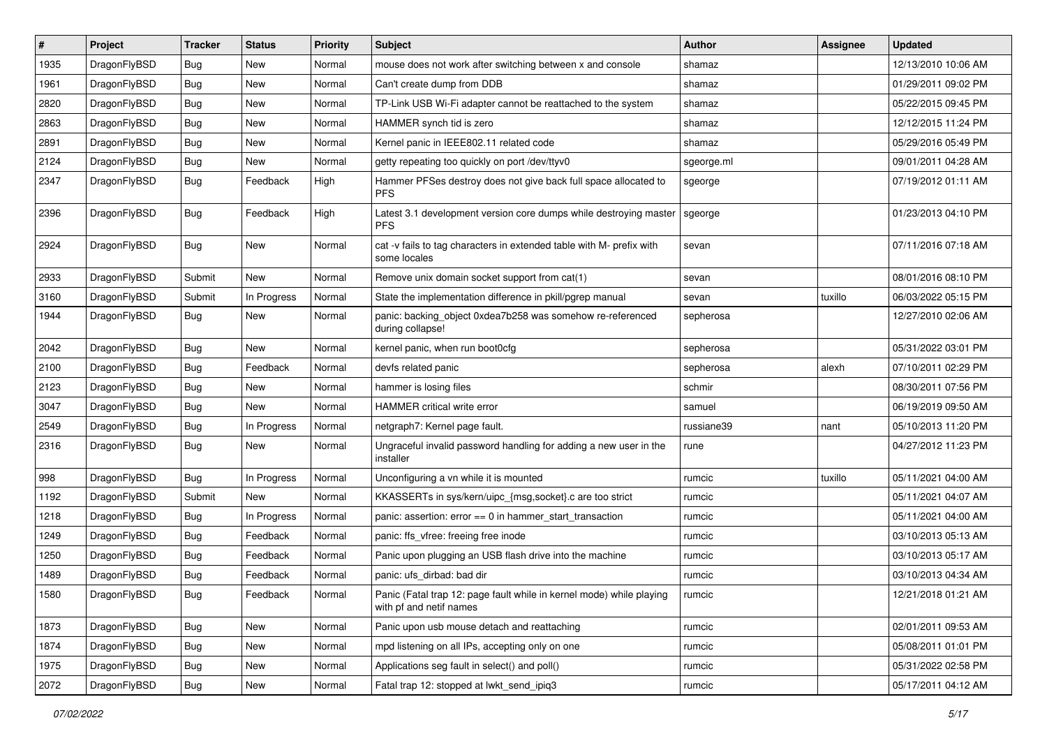| # | Project | Tracker | Status | Priority | Subject | Author | Assignee | Updated |
|---|---|---|---|---|---|---|---|---|
| 1935 | DragonFlyBSD | Bug | New | Normal | mouse does not work after switching between x and console | shamaz | | 12/13/2010 10:06 AM |
| 1961 | DragonFlyBSD | Bug | New | Normal | Can't create dump from DDB | shamaz | | 01/29/2011 09:02 PM |
| 2820 | DragonFlyBSD | Bug | New | Normal | TP-Link USB Wi-Fi adapter cannot be reattached to the system | shamaz | | 05/22/2015 09:45 PM |
| 2863 | DragonFlyBSD | Bug | New | Normal | HAMMER synch tid is zero | shamaz | | 12/12/2015 11:24 PM |
| 2891 | DragonFlyBSD | Bug | New | Normal | Kernel panic in IEEE802.11 related code | shamaz | | 05/29/2016 05:49 PM |
| 2124 | DragonFlyBSD | Bug | New | Normal | getty repeating too quickly on port /dev/ttyv0 | sgeorge.ml | | 09/01/2011 04:28 AM |
| 2347 | DragonFlyBSD | Bug | Feedback | High | Hammer PFSes destroy does not give back full space allocated to PFS | sgeorge | | 07/19/2012 01:11 AM |
| 2396 | DragonFlyBSD | Bug | Feedback | High | Latest 3.1 development version core dumps while destroying master PFS | sgeorge | | 01/23/2013 04:10 PM |
| 2924 | DragonFlyBSD | Bug | New | Normal | cat -v fails to tag characters in extended table with M- prefix with some locales | sevan | | 07/11/2016 07:18 AM |
| 2933 | DragonFlyBSD | Submit | New | Normal | Remove unix domain socket support from cat(1) | sevan | | 08/01/2016 08:10 PM |
| 3160 | DragonFlyBSD | Submit | In Progress | Normal | State the implementation difference in pkill/pgrep manual | sevan | tuxillo | 06/03/2022 05:15 PM |
| 1944 | DragonFlyBSD | Bug | New | Normal | panic: backing_object 0xdea7b258 was somehow re-referenced during collapse! | sepherosa | | 12/27/2010 02:06 AM |
| 2042 | DragonFlyBSD | Bug | New | Normal | kernel panic, when run boot0cfg | sepherosa | | 05/31/2022 03:01 PM |
| 2100 | DragonFlyBSD | Bug | Feedback | Normal | devfs related panic | sepherosa | alexh | 07/10/2011 02:29 PM |
| 2123 | DragonFlyBSD | Bug | New | Normal | hammer is losing files | schmir | | 08/30/2011 07:56 PM |
| 3047 | DragonFlyBSD | Bug | New | Normal | HAMMER critical write error | samuel | | 06/19/2019 09:50 AM |
| 2549 | DragonFlyBSD | Bug | In Progress | Normal | netgraph7: Kernel page fault. | russiane39 | nant | 05/10/2013 11:20 PM |
| 2316 | DragonFlyBSD | Bug | New | Normal | Ungraceful invalid password handling for adding a new user in the installer | rune | | 04/27/2012 11:23 PM |
| 998 | DragonFlyBSD | Bug | In Progress | Normal | Unconfiguring a vn while it is mounted | rumcic | tuxillo | 05/11/2021 04:00 AM |
| 1192 | DragonFlyBSD | Submit | New | Normal | KKASSERTs in sys/kern/uipc_{msg,socket}.c are too strict | rumcic | | 05/11/2021 04:07 AM |
| 1218 | DragonFlyBSD | Bug | In Progress | Normal | panic: assertion: error == 0 in hammer_start_transaction | rumcic | | 05/11/2021 04:00 AM |
| 1249 | DragonFlyBSD | Bug | Feedback | Normal | panic: ffs_vfree: freeing free inode | rumcic | | 03/10/2013 05:13 AM |
| 1250 | DragonFlyBSD | Bug | Feedback | Normal | Panic upon plugging an USB flash drive into the machine | rumcic | | 03/10/2013 05:17 AM |
| 1489 | DragonFlyBSD | Bug | Feedback | Normal | panic: ufs_dirbad: bad dir | rumcic | | 03/10/2013 04:34 AM |
| 1580 | DragonFlyBSD | Bug | Feedback | Normal | Panic (Fatal trap 12: page fault while in kernel mode) while playing with pf and netif names | rumcic | | 12/21/2018 01:21 AM |
| 1873 | DragonFlyBSD | Bug | New | Normal | Panic upon usb mouse detach and reattaching | rumcic | | 02/01/2011 09:53 AM |
| 1874 | DragonFlyBSD | Bug | New | Normal | mpd listening on all IPs, accepting only on one | rumcic | | 05/08/2011 01:01 PM |
| 1975 | DragonFlyBSD | Bug | New | Normal | Applications seg fault in select() and poll() | rumcic | | 05/31/2022 02:58 PM |
| 2072 | DragonFlyBSD | Bug | New | Normal | Fatal trap 12: stopped at lwkt_send_ipiq3 | rumcic | | 05/17/2011 04:12 AM |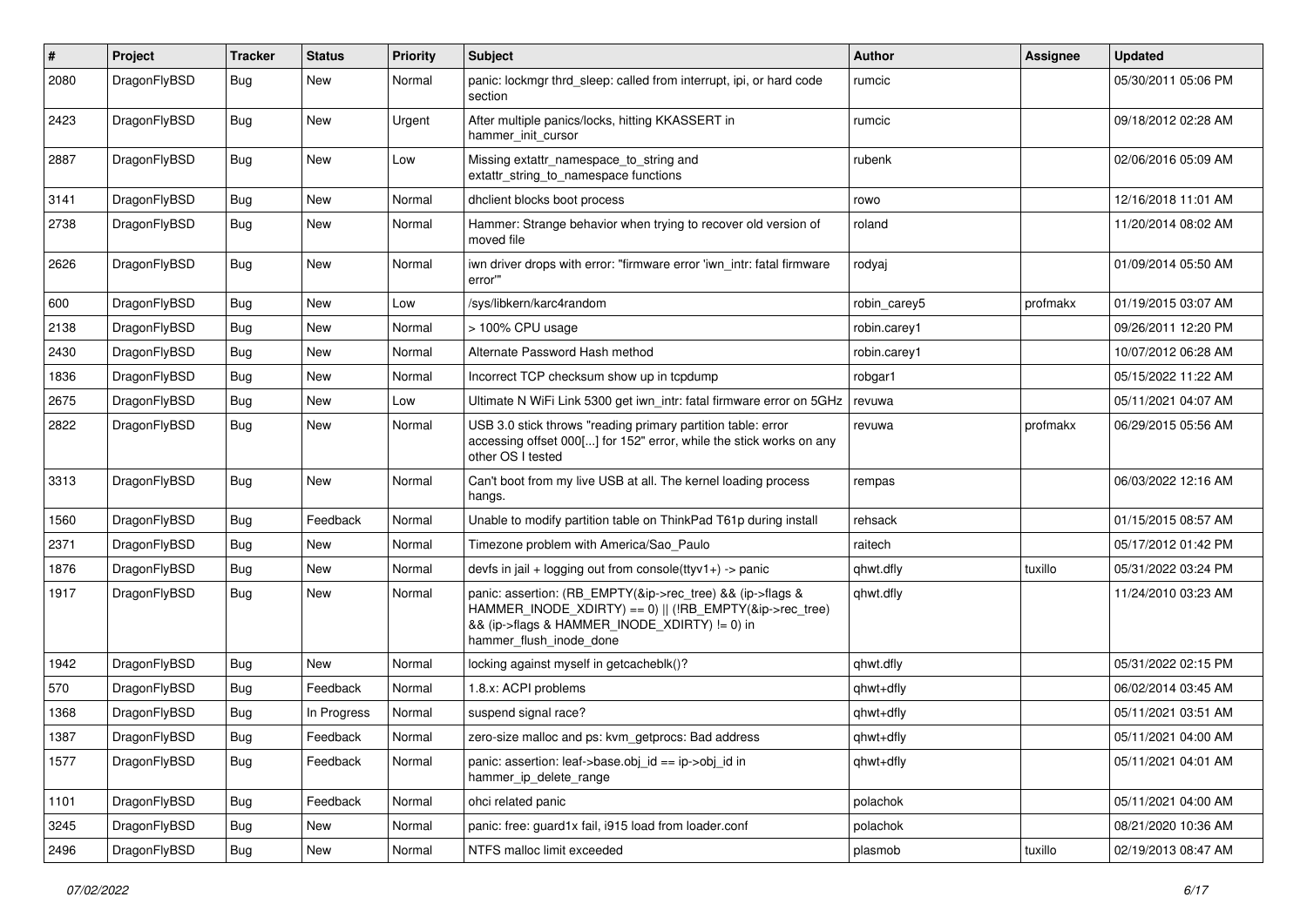| # | Project | Tracker | Status | Priority | Subject | Author | Assignee | Updated |
|---|---|---|---|---|---|---|---|---|
| 2080 | DragonFlyBSD | Bug | New | Normal | panic: lockmgr thrd_sleep: called from interrupt, ipi, or hard code section | rumcic | | 05/30/2011 05:06 PM |
| 2423 | DragonFlyBSD | Bug | New | Urgent | After multiple panics/locks, hitting KKASSERT in hammer_init_cursor | rumcic | | 09/18/2012 02:28 AM |
| 2887 | DragonFlyBSD | Bug | New | Low | Missing extattr_namespace_to_string and extattr_string_to_namespace functions | rubenk | | 02/06/2016 05:09 AM |
| 3141 | DragonFlyBSD | Bug | New | Normal | dhclient blocks boot process | rowo | | 12/16/2018 11:01 AM |
| 2738 | DragonFlyBSD | Bug | New | Normal | Hammer: Strange behavior when trying to recover old version of moved file | roland | | 11/20/2014 08:02 AM |
| 2626 | DragonFlyBSD | Bug | New | Normal | iwn driver drops with error: "firmware error 'iwn_intr: fatal firmware error'" | rodyaj | | 01/09/2014 05:50 AM |
| 600 | DragonFlyBSD | Bug | New | Low | /sys/libkern/karc4random | robin_carey5 | profmakx | 01/19/2015 03:07 AM |
| 2138 | DragonFlyBSD | Bug | New | Normal | > 100% CPU usage | robin.carey1 | | 09/26/2011 12:20 PM |
| 2430 | DragonFlyBSD | Bug | New | Normal | Alternate Password Hash method | robin.carey1 | | 10/07/2012 06:28 AM |
| 1836 | DragonFlyBSD | Bug | New | Normal | Incorrect TCP checksum show up in tcpdump | robgar1 | | 05/15/2022 11:22 AM |
| 2675 | DragonFlyBSD | Bug | New | Low | Ultimate N WiFi Link 5300 get iwn_intr: fatal firmware error on 5GHz | revuwa | | 05/11/2021 04:07 AM |
| 2822 | DragonFlyBSD | Bug | New | Normal | USB 3.0 stick throws "reading primary partition table: error accessing offset 000[...] for 152" error, while the stick works on any other OS I tested | revuwa | profmakx | 06/29/2015 05:56 AM |
| 3313 | DragonFlyBSD | Bug | New | Normal | Can't boot from my live USB at all. The kernel loading process hangs. | rempas | | 06/03/2022 12:16 AM |
| 1560 | DragonFlyBSD | Bug | Feedback | Normal | Unable to modify partition table on ThinkPad T61p during install | rehsack | | 01/15/2015 08:57 AM |
| 2371 | DragonFlyBSD | Bug | New | Normal | Timezone problem with America/Sao_Paulo | raitech | | 05/17/2012 01:42 PM |
| 1876 | DragonFlyBSD | Bug | New | Normal | devfs in jail + logging out from console(ttyv1+) -> panic | qhwt.dfly | tuxillo | 05/31/2022 03:24 PM |
| 1917 | DragonFlyBSD | Bug | New | Normal | panic: assertion: (RB_EMPTY(&ip->rec_tree) && (ip->flags & HAMMER_INODE_XDIRTY) == 0) \|\| (!RB_EMPTY(&ip->rec_tree) && (ip->flags & HAMMER_INODE_XDIRTY) != 0) in hammer_flush_inode_done | qhwt.dfly | | 11/24/2010 03:23 AM |
| 1942 | DragonFlyBSD | Bug | New | Normal | locking against myself in getcacheblk()? | qhwt.dfly | | 05/31/2022 02:15 PM |
| 570 | DragonFlyBSD | Bug | Feedback | Normal | 1.8.x: ACPI problems | qhwt+dfly | | 06/02/2014 03:45 AM |
| 1368 | DragonFlyBSD | Bug | In Progress | Normal | suspend signal race? | qhwt+dfly | | 05/11/2021 03:51 AM |
| 1387 | DragonFlyBSD | Bug | Feedback | Normal | zero-size malloc and ps: kvm_getprocs: Bad address | qhwt+dfly | | 05/11/2021 04:00 AM |
| 1577 | DragonFlyBSD | Bug | Feedback | Normal | panic: assertion: leaf->base.obj_id == ip->obj_id in hammer_ip_delete_range | qhwt+dfly | | 05/11/2021 04:01 AM |
| 1101 | DragonFlyBSD | Bug | Feedback | Normal | ohci related panic | polachok | | 05/11/2021 04:00 AM |
| 3245 | DragonFlyBSD | Bug | New | Normal | panic: free: guard1x fail, i915 load from loader.conf | polachok | | 08/21/2020 10:36 AM |
| 2496 | DragonFlyBSD | Bug | New | Normal | NTFS malloc limit exceeded | plasmob | tuxillo | 02/19/2013 08:47 AM |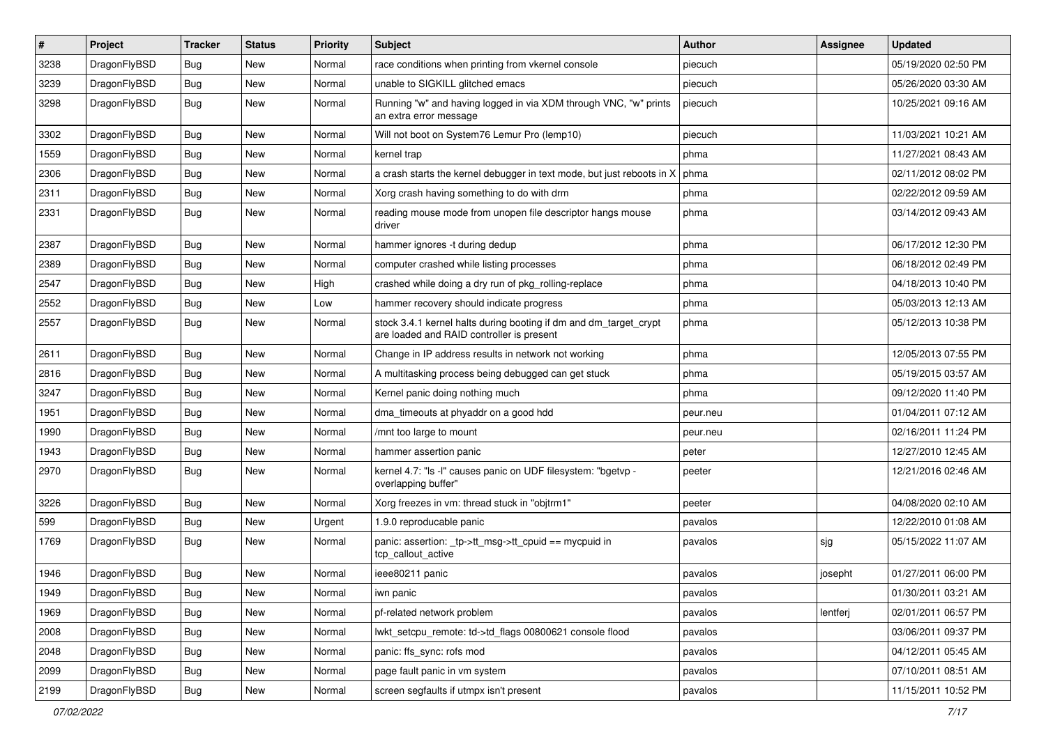| # | Project | Tracker | Status | Priority | Subject | Author | Assignee | Updated |
|---|---|---|---|---|---|---|---|---|
| 3238 | DragonFlyBSD | Bug | New | Normal | race conditions when printing from vkernel console | piecuch | | 05/19/2020 02:50 PM |
| 3239 | DragonFlyBSD | Bug | New | Normal | unable to SIGKILL glitched emacs | piecuch | | 05/26/2020 03:30 AM |
| 3298 | DragonFlyBSD | Bug | New | Normal | Running "w" and having logged in via XDM through VNC, "w" prints an extra error message | piecuch | | 10/25/2021 09:16 AM |
| 3302 | DragonFlyBSD | Bug | New | Normal | Will not boot on System76 Lemur Pro (lemp10) | piecuch | | 11/03/2021 10:21 AM |
| 1559 | DragonFlyBSD | Bug | New | Normal | kernel trap | phma | | 11/27/2021 08:43 AM |
| 2306 | DragonFlyBSD | Bug | New | Normal | a crash starts the kernel debugger in text mode, but just reboots in X | phma | | 02/11/2012 08:02 PM |
| 2311 | DragonFlyBSD | Bug | New | Normal | Xorg crash having something to do with drm | phma | | 02/22/2012 09:59 AM |
| 2331 | DragonFlyBSD | Bug | New | Normal | reading mouse mode from unopen file descriptor hangs mouse driver | phma | | 03/14/2012 09:43 AM |
| 2387 | DragonFlyBSD | Bug | New | Normal | hammer ignores -t during dedup | phma | | 06/17/2012 12:30 PM |
| 2389 | DragonFlyBSD | Bug | New | Normal | computer crashed while listing processes | phma | | 06/18/2012 02:49 PM |
| 2547 | DragonFlyBSD | Bug | New | High | crashed while doing a dry run of pkg_rolling-replace | phma | | 04/18/2013 10:40 PM |
| 2552 | DragonFlyBSD | Bug | New | Low | hammer recovery should indicate progress | phma | | 05/03/2013 12:13 AM |
| 2557 | DragonFlyBSD | Bug | New | Normal | stock 3.4.1 kernel halts during booting if dm and dm_target_crypt are loaded and RAID controller is present | phma | | 05/12/2013 10:38 PM |
| 2611 | DragonFlyBSD | Bug | New | Normal | Change in IP address results in network not working | phma | | 12/05/2013 07:55 PM |
| 2816 | DragonFlyBSD | Bug | New | Normal | A multitasking process being debugged can get stuck | phma | | 05/19/2015 03:57 AM |
| 3247 | DragonFlyBSD | Bug | New | Normal | Kernel panic doing nothing much | phma | | 09/12/2020 11:40 PM |
| 1951 | DragonFlyBSD | Bug | New | Normal | dma_timeouts at phyaddr on a good hdd | peur.neu | | 01/04/2011 07:12 AM |
| 1990 | DragonFlyBSD | Bug | New | Normal | /mnt too large to mount | peur.neu | | 02/16/2011 11:24 PM |
| 1943 | DragonFlyBSD | Bug | New | Normal | hammer assertion panic | peter | | 12/27/2010 12:45 AM |
| 2970 | DragonFlyBSD | Bug | New | Normal | kernel 4.7: "ls -l" causes panic on UDF filesystem: "bgetvp - overlapping buffer" | peeter | | 12/21/2016 02:46 AM |
| 3226 | DragonFlyBSD | Bug | New | Normal | Xorg freezes in vm: thread stuck in "objtrm1" | peeter | | 04/08/2020 02:10 AM |
| 599 | DragonFlyBSD | Bug | New | Urgent | 1.9.0 reproducable panic | pavalos | | 12/22/2010 01:08 AM |
| 1769 | DragonFlyBSD | Bug | New | Normal | panic: assertion: _tp->tt_msg->tt_cpuid == mycpuid in tcp_callout_active | pavalos | sjg | 05/15/2022 11:07 AM |
| 1946 | DragonFlyBSD | Bug | New | Normal | ieee80211 panic | pavalos | josepht | 01/27/2011 06:00 PM |
| 1949 | DragonFlyBSD | Bug | New | Normal | iwn panic | pavalos | | 01/30/2011 03:21 AM |
| 1969 | DragonFlyBSD | Bug | New | Normal | pf-related network problem | pavalos | lentferj | 02/01/2011 06:57 PM |
| 2008 | DragonFlyBSD | Bug | New | Normal | lwkt_setcpu_remote: td->td_flags 00800621 console flood | pavalos | | 03/06/2011 09:37 PM |
| 2048 | DragonFlyBSD | Bug | New | Normal | panic: ffs_sync: rofs mod | pavalos | | 04/12/2011 05:45 AM |
| 2099 | DragonFlyBSD | Bug | New | Normal | page fault panic in vm system | pavalos | | 07/10/2011 08:51 AM |
| 2199 | DragonFlyBSD | Bug | New | Normal | screen segfaults if utmpx isn't present | pavalos | | 11/15/2011 10:52 PM |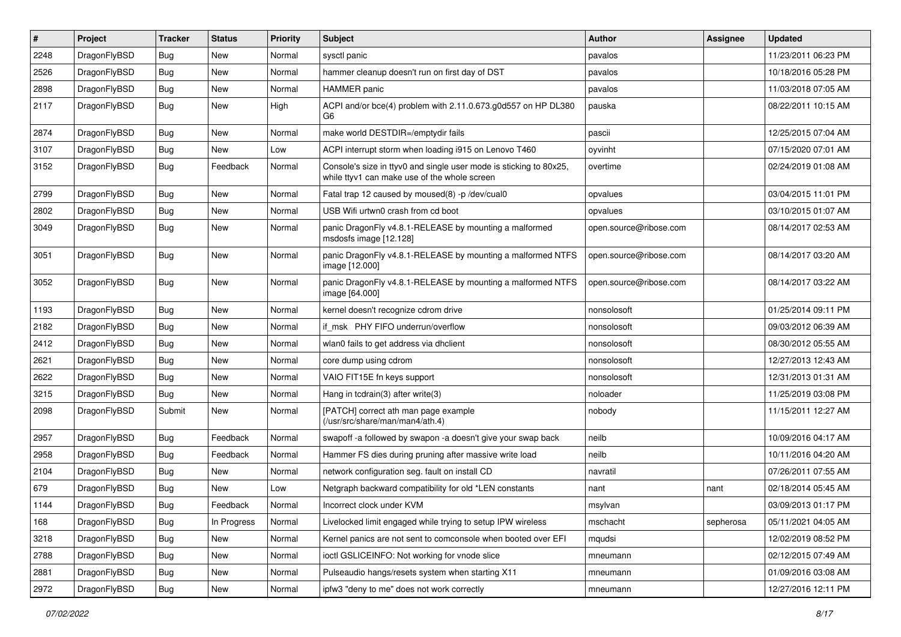| # | Project | Tracker | Status | Priority | Subject | Author | Assignee | Updated |
|---|---|---|---|---|---|---|---|---|
| 2248 | DragonFlyBSD | Bug | New | Normal | sysctl panic | pavalos | | 11/23/2011 06:23 PM |
| 2526 | DragonFlyBSD | Bug | New | Normal | hammer cleanup doesn't run on first day of DST | pavalos | | 10/18/2016 05:28 PM |
| 2898 | DragonFlyBSD | Bug | New | Normal | HAMMER panic | pavalos | | 11/03/2018 07:05 AM |
| 2117 | DragonFlyBSD | Bug | New | High | ACPI and/or bce(4) problem with 2.11.0.673.g0d557 on HP DL380 G6 | pauska | | 08/22/2011 10:15 AM |
| 2874 | DragonFlyBSD | Bug | New | Normal | make world DESTDIR=/emptydir fails | pascii | | 12/25/2015 07:04 AM |
| 3107 | DragonFlyBSD | Bug | New | Low | ACPI interrupt storm when loading i915 on Lenovo T460 | oyvinht | | 07/15/2020 07:01 AM |
| 3152 | DragonFlyBSD | Bug | Feedback | Normal | Console's size in ttyv0 and single user mode is sticking to 80x25, while ttyv1 can make use of the whole screen | overtime | | 02/24/2019 01:08 AM |
| 2799 | DragonFlyBSD | Bug | New | Normal | Fatal trap 12 caused by moused(8) -p /dev/cual0 | opvalues | | 03/04/2015 11:01 PM |
| 2802 | DragonFlyBSD | Bug | New | Normal | USB Wifi urtwn0 crash from cd boot | opvalues | | 03/10/2015 01:07 AM |
| 3049 | DragonFlyBSD | Bug | New | Normal | panic DragonFly v4.8.1-RELEASE by mounting a malformed msdosfs image [12.128] | open.source@ribose.com | | 08/14/2017 02:53 AM |
| 3051 | DragonFlyBSD | Bug | New | Normal | panic DragonFly v4.8.1-RELEASE by mounting a malformed NTFS image [12.000] | open.source@ribose.com | | 08/14/2017 03:20 AM |
| 3052 | DragonFlyBSD | Bug | New | Normal | panic DragonFly v4.8.1-RELEASE by mounting a malformed NTFS image [64.000] | open.source@ribose.com | | 08/14/2017 03:22 AM |
| 1193 | DragonFlyBSD | Bug | New | Normal | kernel doesn't recognize cdrom drive | nonsolosoft | | 01/25/2014 09:11 PM |
| 2182 | DragonFlyBSD | Bug | New | Normal | if_msk PHY FIFO underrun/overflow | nonsolosoft | | 09/03/2012 06:39 AM |
| 2412 | DragonFlyBSD | Bug | New | Normal | wlan0 fails to get address via dhclient | nonsolosoft | | 08/30/2012 05:55 AM |
| 2621 | DragonFlyBSD | Bug | New | Normal | core dump using cdrom | nonsolosoft | | 12/27/2013 12:43 AM |
| 2622 | DragonFlyBSD | Bug | New | Normal | VAIO FIT15E fn keys support | nonsolosoft | | 12/31/2013 01:31 AM |
| 3215 | DragonFlyBSD | Bug | New | Normal | Hang in tcdrain(3) after write(3) | noloader | | 11/25/2019 03:08 PM |
| 2098 | DragonFlyBSD | Submit | New | Normal | [PATCH] correct ath man page example (/usr/src/share/man/man4/ath.4) | nobody | | 11/15/2011 12:27 AM |
| 2957 | DragonFlyBSD | Bug | Feedback | Normal | swapoff -a followed by swapon -a doesn't give your swap back | neilb | | 10/09/2016 04:17 AM |
| 2958 | DragonFlyBSD | Bug | Feedback | Normal | Hammer FS dies during pruning after massive write load | neilb | | 10/11/2016 04:20 AM |
| 2104 | DragonFlyBSD | Bug | New | Normal | network configuration seg. fault on install CD | navratil | | 07/26/2011 07:55 AM |
| 679 | DragonFlyBSD | Bug | New | Low | Netgraph backward compatibility for old *LEN constants | nant | nant | 02/18/2014 05:45 AM |
| 1144 | DragonFlyBSD | Bug | Feedback | Normal | Incorrect clock under KVM | msylvan | | 03/09/2013 01:17 PM |
| 168 | DragonFlyBSD | Bug | In Progress | Normal | Livelocked limit engaged while trying to setup IPW wireless | mschacht | sepherosa | 05/11/2021 04:05 AM |
| 3218 | DragonFlyBSD | Bug | New | Normal | Kernel panics are not sent to comconsole when booted over EFI | mqudsi | | 12/02/2019 08:52 PM |
| 2788 | DragonFlyBSD | Bug | New | Normal | ioctl GSLICEINFO: Not working for vnode slice | mneumann | | 02/12/2015 07:49 AM |
| 2881 | DragonFlyBSD | Bug | New | Normal | Pulseaudio hangs/resets system when starting X11 | mneumann | | 01/09/2016 03:08 AM |
| 2972 | DragonFlyBSD | Bug | New | Normal | ipfw3 "deny to me" does not work correctly | mneumann | | 12/27/2016 12:11 PM |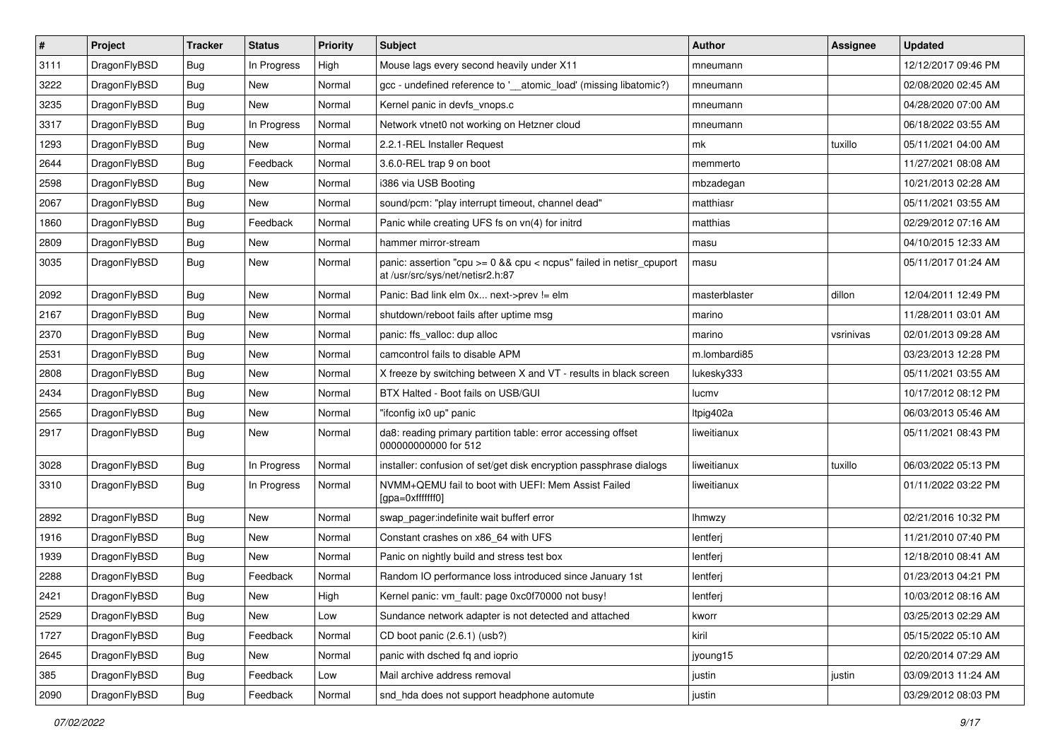| # | Project | Tracker | Status | Priority | Subject | Author | Assignee | Updated |
|---|---|---|---|---|---|---|---|---|
| 3111 | DragonFlyBSD | Bug | In Progress | High | Mouse lags every second heavily under X11 | mneumann | | 12/12/2017 09:46 PM |
| 3222 | DragonFlyBSD | Bug | New | Normal | gcc - undefined reference to '__atomic_load' (missing libatomic?) | mneumann | | 02/08/2020 02:45 AM |
| 3235 | DragonFlyBSD | Bug | New | Normal | Kernel panic in devfs_vnops.c | mneumann | | 04/28/2020 07:00 AM |
| 3317 | DragonFlyBSD | Bug | In Progress | Normal | Network vtnet0 not working on Hetzner cloud | mneumann | | 06/18/2022 03:55 AM |
| 1293 | DragonFlyBSD | Bug | New | Normal | 2.2.1-REL Installer Request | mk | tuxillo | 05/11/2021 04:00 AM |
| 2644 | DragonFlyBSD | Bug | Feedback | Normal | 3.6.0-REL trap 9 on boot | memmerto | | 11/27/2021 08:08 AM |
| 2598 | DragonFlyBSD | Bug | New | Normal | i386 via USB Booting | mbzadegan | | 10/21/2013 02:28 AM |
| 2067 | DragonFlyBSD | Bug | New | Normal | sound/pcm: "play interrupt timeout, channel dead" | matthiasr | | 05/11/2021 03:55 AM |
| 1860 | DragonFlyBSD | Bug | Feedback | Normal | Panic while creating UFS fs on vn(4) for initrd | matthias | | 02/29/2012 07:16 AM |
| 2809 | DragonFlyBSD | Bug | New | Normal | hammer mirror-stream | masu | | 04/10/2015 12:33 AM |
| 3035 | DragonFlyBSD | Bug | New | Normal | panic: assertion "cpu >= 0 && cpu < ncpus" failed in netisr_cpuport at /usr/src/sys/net/netisr2.h:87 | masu | | 05/11/2017 01:24 AM |
| 2092 | DragonFlyBSD | Bug | New | Normal | Panic: Bad link elm 0x... next->prev != elm | masterblaster | dillon | 12/04/2011 12:49 PM |
| 2167 | DragonFlyBSD | Bug | New | Normal | shutdown/reboot fails after uptime msg | marino | | 11/28/2011 03:01 AM |
| 2370 | DragonFlyBSD | Bug | New | Normal | panic: ffs_valloc: dup alloc | marino | vsrinivas | 02/01/2013 09:28 AM |
| 2531 | DragonFlyBSD | Bug | New | Normal | camcontrol fails to disable APM | m.lombardi85 | | 03/23/2013 12:28 PM |
| 2808 | DragonFlyBSD | Bug | New | Normal | X freeze by switching between X and VT - results in black screen | lukesky333 | | 05/11/2021 03:55 AM |
| 2434 | DragonFlyBSD | Bug | New | Normal | BTX Halted - Boot fails on USB/GUI | lucmv | | 10/17/2012 08:12 PM |
| 2565 | DragonFlyBSD | Bug | New | Normal | "ifconfig ix0 up" panic | ltpig402a | | 06/03/2013 05:46 AM |
| 2917 | DragonFlyBSD | Bug | New | Normal | da8: reading primary partition table: error accessing offset 000000000000 for 512 | liweitianux | | 05/11/2021 08:43 PM |
| 3028 | DragonFlyBSD | Bug | In Progress | Normal | installer: confusion of set/get disk encryption passphrase dialogs | liweitianux | tuxillo | 06/03/2022 05:13 PM |
| 3310 | DragonFlyBSD | Bug | In Progress | Normal | NVMM+QEMU fail to boot with UEFI: Mem Assist Failed [gpa=0xfffffff0] | liweitianux | | 01/11/2022 03:22 PM |
| 2892 | DragonFlyBSD | Bug | New | Normal | swap_pager:indefinite wait bufferf error | lhmwzy | | 02/21/2016 10:32 PM |
| 1916 | DragonFlyBSD | Bug | New | Normal | Constant crashes on x86_64 with UFS | lentferj | | 11/21/2010 07:40 PM |
| 1939 | DragonFlyBSD | Bug | New | Normal | Panic on nightly build and stress test box | lentferj | | 12/18/2010 08:41 AM |
| 2288 | DragonFlyBSD | Bug | Feedback | Normal | Random IO performance loss introduced since January 1st | lentferj | | 01/23/2013 04:21 PM |
| 2421 | DragonFlyBSD | Bug | New | High | Kernel panic: vm_fault: page 0xc0f70000 not busy! | lentferj | | 10/03/2012 08:16 AM |
| 2529 | DragonFlyBSD | Bug | New | Low | Sundance network adapter is not detected and attached | kworr | | 03/25/2013 02:29 AM |
| 1727 | DragonFlyBSD | Bug | Feedback | Normal | CD boot panic (2.6.1) (usb?) | kiril | | 05/15/2022 05:10 AM |
| 2645 | DragonFlyBSD | Bug | New | Normal | panic with dsched fq and ioprio | jyoung15 | | 02/20/2014 07:29 AM |
| 385 | DragonFlyBSD | Bug | Feedback | Low | Mail archive address removal | justin | justin | 03/09/2013 11:24 AM |
| 2090 | DragonFlyBSD | Bug | Feedback | Normal | snd_hda does not support headphone automute | justin | | 03/29/2012 08:03 PM |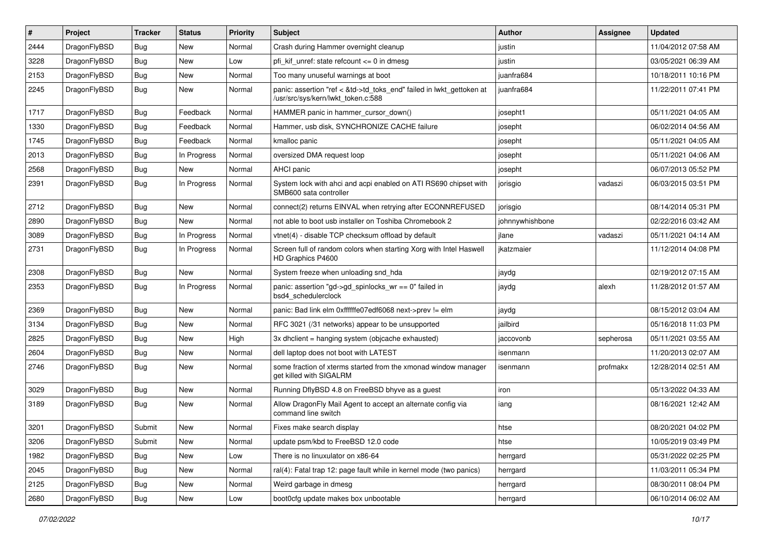| # | Project | Tracker | Status | Priority | Subject | Author | Assignee | Updated |
|---|---|---|---|---|---|---|---|---|
| 2444 | DragonFlyBSD | Bug | New | Normal | Crash during Hammer overnight cleanup | justin | | 11/04/2012 07:58 AM |
| 3228 | DragonFlyBSD | Bug | New | Low | pfi_kif_unref: state refcount <= 0 in dmesg | justin | | 03/05/2021 06:39 AM |
| 2153 | DragonFlyBSD | Bug | New | Normal | Too many unuseful warnings at boot | juanfra684 | | 10/18/2011 10:16 PM |
| 2245 | DragonFlyBSD | Bug | New | Normal | panic: assertion "ref < &td->td_toks_end" failed in lwkt_gettoken at /usr/src/sys/kern/lwkt_token.c:588 | juanfra684 | | 11/22/2011 07:41 PM |
| 1717 | DragonFlyBSD | Bug | Feedback | Normal | HAMMER panic in hammer_cursor_down() | josepht1 | | 05/11/2021 04:05 AM |
| 1330 | DragonFlyBSD | Bug | Feedback | Normal | Hammer, usb disk, SYNCHRONIZE CACHE failure | josepht | | 06/02/2014 04:56 AM |
| 1745 | DragonFlyBSD | Bug | Feedback | Normal | kmalloc panic | josepht | | 05/11/2021 04:05 AM |
| 2013 | DragonFlyBSD | Bug | In Progress | Normal | oversized DMA request loop | josepht | | 05/11/2021 04:06 AM |
| 2568 | DragonFlyBSD | Bug | New | Normal | AHCI panic | josepht | | 06/07/2013 05:52 PM |
| 2391 | DragonFlyBSD | Bug | In Progress | Normal | System lock with ahci and acpi enabled on ATI RS690 chipset with SMB600 sata controller | jorisgio | vadaszi | 06/03/2015 03:51 PM |
| 2712 | DragonFlyBSD | Bug | New | Normal | connect(2) returns EINVAL when retrying after ECONNREFUSED | jorisgio | | 08/14/2014 05:31 PM |
| 2890 | DragonFlyBSD | Bug | New | Normal | not able to boot usb installer on Toshiba Chromebook 2 | johnnywhishbone | | 02/22/2016 03:42 AM |
| 3089 | DragonFlyBSD | Bug | In Progress | Normal | vtnet(4) - disable TCP checksum offload by default | jlane | vadaszi | 05/11/2021 04:14 AM |
| 2731 | DragonFlyBSD | Bug | In Progress | Normal | Screen full of random colors when starting Xorg with Intel Haswell HD Graphics P4600 | jkatzmaier | | 11/12/2014 04:08 PM |
| 2308 | DragonFlyBSD | Bug | New | Normal | System freeze when unloading snd_hda | jaydg | | 02/19/2012 07:15 AM |
| 2353 | DragonFlyBSD | Bug | In Progress | Normal | panic: assertion "gd->gd_spinlocks_wr == 0" failed in bsd4_schedulerclock | jaydg | alexh | 11/28/2012 01:57 AM |
| 2369 | DragonFlyBSD | Bug | New | Normal | panic: Bad link elm 0xffffffe07edf6068 next->prev != elm | jaydg | | 08/15/2012 03:04 AM |
| 3134 | DragonFlyBSD | Bug | New | Normal | RFC 3021 (/31 networks) appear to be unsupported | jailbird | | 05/16/2018 11:03 PM |
| 2825 | DragonFlyBSD | Bug | New | High | 3x dhclient = hanging system (objcache exhausted) | jaccovonb | sepherosa | 05/11/2021 03:55 AM |
| 2604 | DragonFlyBSD | Bug | New | Normal | dell laptop does not boot with LATEST | isenmann | | 11/20/2013 02:07 AM |
| 2746 | DragonFlyBSD | Bug | New | Normal | some fraction of xterms started from the xmonad window manager get killed with SIGALRM | isenmann | profmakx | 12/28/2014 02:51 AM |
| 3029 | DragonFlyBSD | Bug | New | Normal | Running DflyBSD 4.8 on FreeBSD bhyve as a guest | iron | | 05/13/2022 04:33 AM |
| 3189 | DragonFlyBSD | Bug | New | Normal | Allow DragonFly Mail Agent to accept an alternate config via command line switch | iang | | 08/16/2021 12:42 AM |
| 3201 | DragonFlyBSD | Submit | New | Normal | Fixes make search display | htse | | 08/20/2021 04:02 PM |
| 3206 | DragonFlyBSD | Submit | New | Normal | update psm/kbd to FreeBSD 12.0 code | htse | | 10/05/2019 03:49 PM |
| 1982 | DragonFlyBSD | Bug | New | Low | There is no linuxulator on x86-64 | herrgard | | 05/31/2022 02:25 PM |
| 2045 | DragonFlyBSD | Bug | New | Normal | ral(4): Fatal trap 12: page fault while in kernel mode (two panics) | herrgard | | 11/03/2011 05:34 PM |
| 2125 | DragonFlyBSD | Bug | New | Normal | Weird garbage in dmesg | herrgard | | 08/30/2011 08:04 PM |
| 2680 | DragonFlyBSD | Bug | New | Low | boot0cfg update makes box unbootable | herrgard | | 06/10/2014 06:02 AM |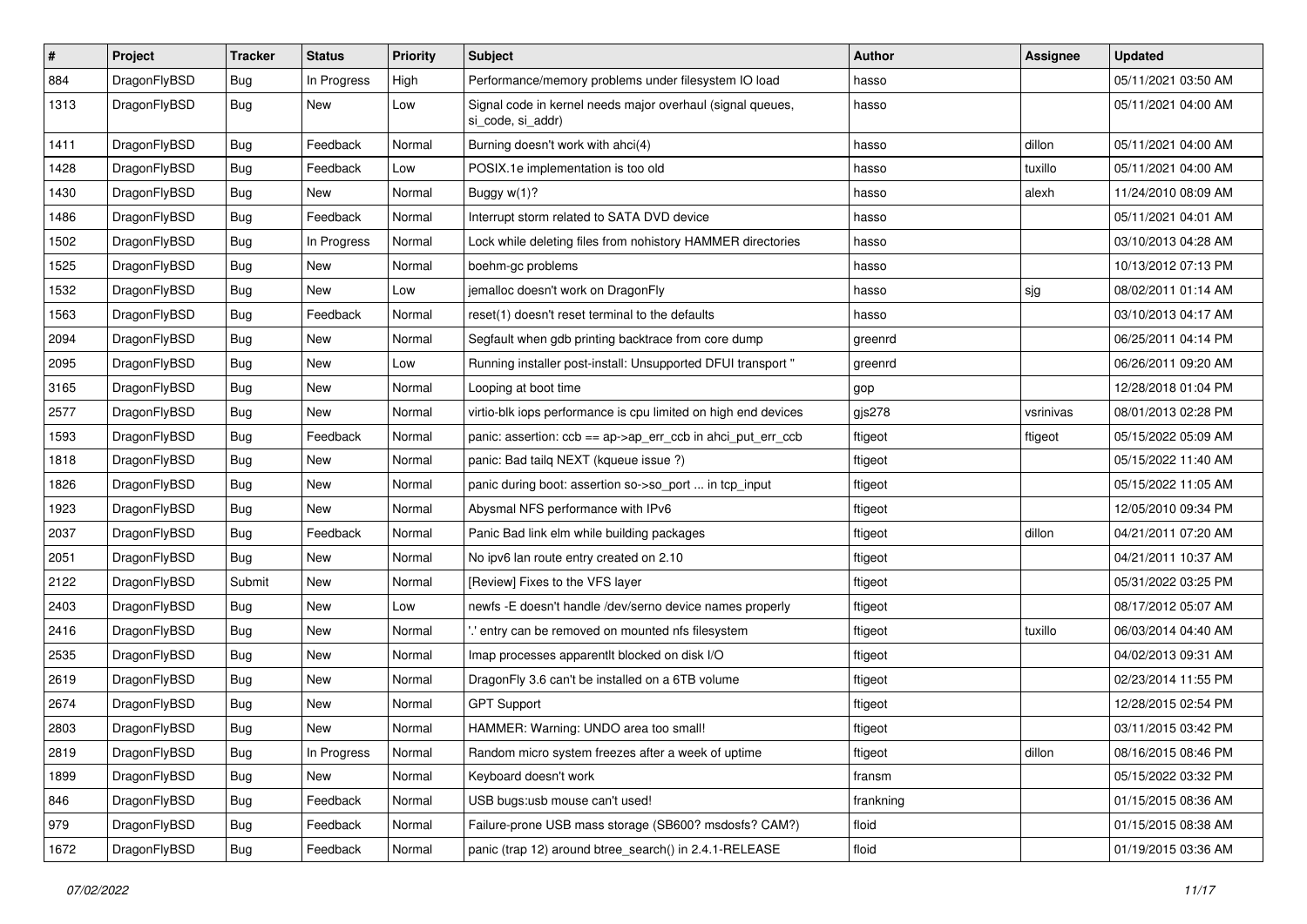| # | Project | Tracker | Status | Priority | Subject | Author | Assignee | Updated |
|---|---|---|---|---|---|---|---|---|
| 884 | DragonFlyBSD | Bug | In Progress | High | Performance/memory problems under filesystem IO load | hasso | | 05/11/2021 03:50 AM |
| 1313 | DragonFlyBSD | Bug | New | Low | Signal code in kernel needs major overhaul (signal queues, si_code, si_addr) | hasso | | 05/11/2021 04:00 AM |
| 1411 | DragonFlyBSD | Bug | Feedback | Normal | Burning doesn't work with ahci(4) | hasso | dillon | 05/11/2021 04:00 AM |
| 1428 | DragonFlyBSD | Bug | Feedback | Low | POSIX.1e implementation is too old | hasso | tuxillo | 05/11/2021 04:00 AM |
| 1430 | DragonFlyBSD | Bug | New | Normal | Buggy w(1)? | hasso | alexh | 11/24/2010 08:09 AM |
| 1486 | DragonFlyBSD | Bug | Feedback | Normal | Interrupt storm related to SATA DVD device | hasso | | 05/11/2021 04:01 AM |
| 1502 | DragonFlyBSD | Bug | In Progress | Normal | Lock while deleting files from nohistory HAMMER directories | hasso | | 03/10/2013 04:28 AM |
| 1525 | DragonFlyBSD | Bug | New | Normal | boehm-gc problems | hasso | | 10/13/2012 07:13 PM |
| 1532 | DragonFlyBSD | Bug | New | Low | jemalloc doesn't work on DragonFly | hasso | sjg | 08/02/2011 01:14 AM |
| 1563 | DragonFlyBSD | Bug | Feedback | Normal | reset(1) doesn't reset terminal to the defaults | hasso | | 03/10/2013 04:17 AM |
| 2094 | DragonFlyBSD | Bug | New | Normal | Segfault when gdb printing backtrace from core dump | greenrd | | 06/25/2011 04:14 PM |
| 2095 | DragonFlyBSD | Bug | New | Low | Running installer post-install: Unsupported DFUI transport " | greenrd | | 06/26/2011 09:20 AM |
| 3165 | DragonFlyBSD | Bug | New | Normal | Looping at boot time | gop | | 12/28/2018 01:04 PM |
| 2577 | DragonFlyBSD | Bug | New | Normal | virtio-blk iops performance is cpu limited on high end devices | gjs278 | vsrinivas | 08/01/2013 02:28 PM |
| 1593 | DragonFlyBSD | Bug | Feedback | Normal | panic: assertion: ccb == ap->ap_err_ccb in ahci_put_err_ccb | ftigeot | ftigeot | 05/15/2022 05:09 AM |
| 1818 | DragonFlyBSD | Bug | New | Normal | panic: Bad tailq NEXT (kqueue issue ?) | ftigeot | | 05/15/2022 11:40 AM |
| 1826 | DragonFlyBSD | Bug | New | Normal | panic during boot: assertion so->so_port ... in tcp_input | ftigeot | | 05/15/2022 11:05 AM |
| 1923 | DragonFlyBSD | Bug | New | Normal | Abysmal NFS performance with IPv6 | ftigeot | | 12/05/2010 09:34 PM |
| 2037 | DragonFlyBSD | Bug | Feedback | Normal | Panic Bad link elm while building packages | ftigeot | dillon | 04/21/2011 07:20 AM |
| 2051 | DragonFlyBSD | Bug | New | Normal | No ipv6 lan route entry created on 2.10 | ftigeot | | 04/21/2011 10:37 AM |
| 2122 | DragonFlyBSD | Submit | New | Normal | [Review] Fixes to the VFS layer | ftigeot | | 05/31/2022 03:25 PM |
| 2403 | DragonFlyBSD | Bug | New | Low | newfs -E doesn't handle /dev/serno device names properly | ftigeot | | 08/17/2012 05:07 AM |
| 2416 | DragonFlyBSD | Bug | New | Normal | '.' entry can be removed on mounted nfs filesystem | ftigeot | tuxillo | 06/03/2014 04:40 AM |
| 2535 | DragonFlyBSD | Bug | New | Normal | Imap processes apparentlt blocked on disk I/O | ftigeot | | 04/02/2013 09:31 AM |
| 2619 | DragonFlyBSD | Bug | New | Normal | DragonFly 3.6 can't be installed on a 6TB volume | ftigeot | | 02/23/2014 11:55 PM |
| 2674 | DragonFlyBSD | Bug | New | Normal | GPT Support | ftigeot | | 12/28/2015 02:54 PM |
| 2803 | DragonFlyBSD | Bug | New | Normal | HAMMER: Warning: UNDO area too small! | ftigeot | | 03/11/2015 03:42 PM |
| 2819 | DragonFlyBSD | Bug | In Progress | Normal | Random micro system freezes after a week of uptime | ftigeot | dillon | 08/16/2015 08:46 PM |
| 1899 | DragonFlyBSD | Bug | New | Normal | Keyboard doesn't work | fransm | | 05/15/2022 03:32 PM |
| 846 | DragonFlyBSD | Bug | Feedback | Normal | USB bugs:usb mouse can't used! | frankning | | 01/15/2015 08:36 AM |
| 979 | DragonFlyBSD | Bug | Feedback | Normal | Failure-prone USB mass storage (SB600? msdosfs? CAM?) | floid | | 01/15/2015 08:38 AM |
| 1672 | DragonFlyBSD | Bug | Feedback | Normal | panic (trap 12) around btree_search() in 2.4.1-RELEASE | floid | | 01/19/2015 03:36 AM |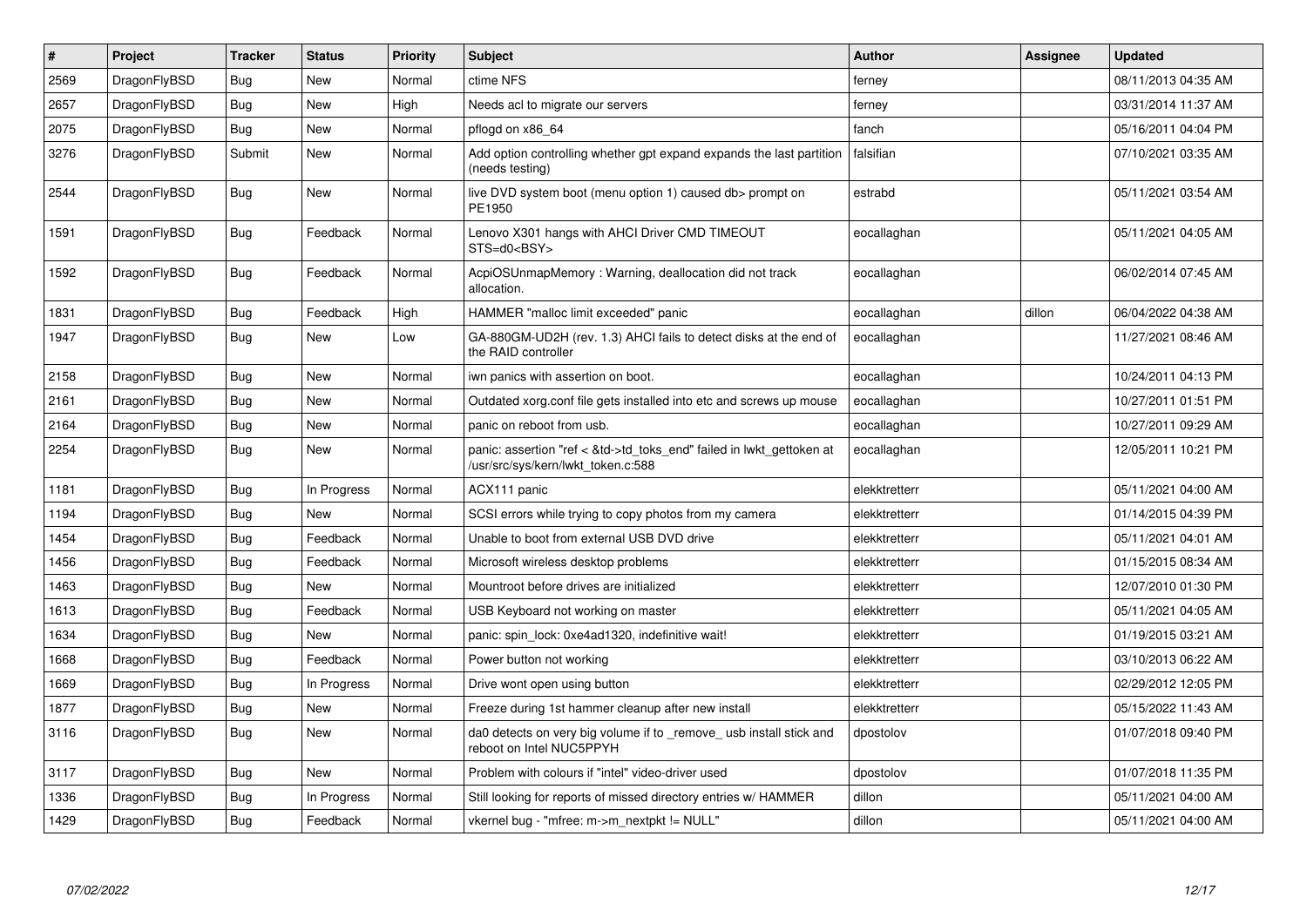| # | Project | Tracker | Status | Priority | Subject | Author | Assignee | Updated |
|---|---|---|---|---|---|---|---|---|
| 2569 | DragonFlyBSD | Bug | New | Normal | ctime NFS | ferney | | 08/11/2013 04:35 AM |
| 2657 | DragonFlyBSD | Bug | New | High | Needs acl to migrate our servers | ferney | | 03/31/2014 11:37 AM |
| 2075 | DragonFlyBSD | Bug | New | Normal | pflogd on x86_64 | fanch | | 05/16/2011 04:04 PM |
| 3276 | DragonFlyBSD | Submit | New | Normal | Add option controlling whether gpt expand expands the last partition (needs testing) | falsifian | | 07/10/2021 03:35 AM |
| 2544 | DragonFlyBSD | Bug | New | Normal | live DVD system boot (menu option 1) caused db> prompt on PE1950 | estrabd | | 05/11/2021 03:54 AM |
| 1591 | DragonFlyBSD | Bug | Feedback | Normal | Lenovo X301 hangs with AHCI Driver CMD TIMEOUT STS=d0<BSY> | eocallaghan | | 05/11/2021 04:05 AM |
| 1592 | DragonFlyBSD | Bug | Feedback | Normal | AcpiOSUnmapMemory : Warning, deallocation did not track allocation. | eocallaghan | | 06/02/2014 07:45 AM |
| 1831 | DragonFlyBSD | Bug | Feedback | High | HAMMER "malloc limit exceeded" panic | eocallaghan | dillon | 06/04/2022 04:38 AM |
| 1947 | DragonFlyBSD | Bug | New | Low | GA-880GM-UD2H (rev. 1.3) AHCI fails to detect disks at the end of the RAID controller | eocallaghan | | 11/27/2021 08:46 AM |
| 2158 | DragonFlyBSD | Bug | New | Normal | iwn panics with assertion on boot. | eocallaghan | | 10/24/2011 04:13 PM |
| 2161 | DragonFlyBSD | Bug | New | Normal | Outdated xorg.conf file gets installed into etc and screws up mouse | eocallaghan | | 10/27/2011 01:51 PM |
| 2164 | DragonFlyBSD | Bug | New | Normal | panic on reboot from usb. | eocallaghan | | 10/27/2011 09:29 AM |
| 2254 | DragonFlyBSD | Bug | New | Normal | panic: assertion "ref < &td->td_toks_end" failed in lwkt_gettoken at /usr/src/sys/kern/lwkt_token.c:588 | eocallaghan | | 12/05/2011 10:21 PM |
| 1181 | DragonFlyBSD | Bug | In Progress | Normal | ACX111 panic | elekktretterr | | 05/11/2021 04:00 AM |
| 1194 | DragonFlyBSD | Bug | New | Normal | SCSI errors while trying to copy photos from my camera | elekktretterr | | 01/14/2015 04:39 PM |
| 1454 | DragonFlyBSD | Bug | Feedback | Normal | Unable to boot from external USB DVD drive | elekktretterr | | 05/11/2021 04:01 AM |
| 1456 | DragonFlyBSD | Bug | Feedback | Normal | Microsoft wireless desktop problems | elekktretterr | | 01/15/2015 08:34 AM |
| 1463 | DragonFlyBSD | Bug | New | Normal | Mountroot before drives are initialized | elekktretterr | | 12/07/2010 01:30 PM |
| 1613 | DragonFlyBSD | Bug | Feedback | Normal | USB Keyboard not working on master | elekktretterr | | 05/11/2021 04:05 AM |
| 1634 | DragonFlyBSD | Bug | New | Normal | panic: spin_lock: 0xe4ad1320, indefinitive wait! | elekktretterr | | 01/19/2015 03:21 AM |
| 1668 | DragonFlyBSD | Bug | Feedback | Normal | Power button not working | elekktretterr | | 03/10/2013 06:22 AM |
| 1669 | DragonFlyBSD | Bug | In Progress | Normal | Drive wont open using button | elekktretterr | | 02/29/2012 12:05 PM |
| 1877 | DragonFlyBSD | Bug | New | Normal | Freeze during 1st hammer cleanup after new install | elekktretterr | | 05/15/2022 11:43 AM |
| 3116 | DragonFlyBSD | Bug | New | Normal | da0 detects on very big volume if to _remove_ usb install stick and reboot on Intel NUC5PPYH | dpostolov | | 01/07/2018 09:40 PM |
| 3117 | DragonFlyBSD | Bug | New | Normal | Problem with colours if "intel" video-driver used | dpostolov | | 01/07/2018 11:35 PM |
| 1336 | DragonFlyBSD | Bug | In Progress | Normal | Still looking for reports of missed directory entries w/ HAMMER | dillon | | 05/11/2021 04:00 AM |
| 1429 | DragonFlyBSD | Bug | Feedback | Normal | vkernel bug - "mfree: m->m_nextpkt != NULL" | dillon | | 05/11/2021 04:00 AM |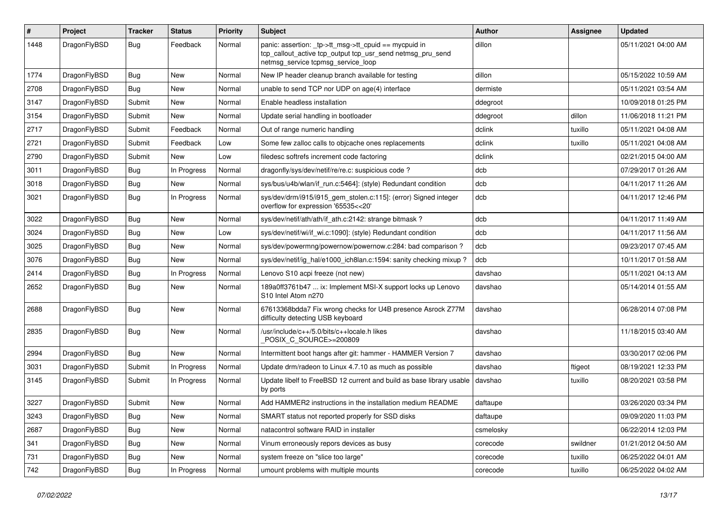| # | Project | Tracker | Status | Priority | Subject | Author | Assignee | Updated |
|---|---|---|---|---|---|---|---|---|
| 1448 | DragonFlyBSD | Bug | Feedback | Normal | panic: assertion: _tp->tt_msg->tt_cpuid == mycpuid in tcp_callout_active tcp_output tcp_usr_send netmsg_pru_send netmsg_service tcpmsg_service_loop | dillon | | 05/11/2021 04:00 AM |
| 1774 | DragonFlyBSD | Bug | New | Normal | New IP header cleanup branch available for testing | dillon | | 05/15/2022 10:59 AM |
| 2708 | DragonFlyBSD | Bug | New | Normal | unable to send TCP nor UDP on age(4) interface | dermiste | | 05/11/2021 03:54 AM |
| 3147 | DragonFlyBSD | Submit | New | Normal | Enable headless installation | ddegroot | | 10/09/2018 01:25 PM |
| 3154 | DragonFlyBSD | Submit | New | Normal | Update serial handling in bootloader | ddegroot | dillon | 11/06/2018 11:21 PM |
| 2717 | DragonFlyBSD | Submit | Feedback | Normal | Out of range numeric handling | dclink | tuxillo | 05/11/2021 04:08 AM |
| 2721 | DragonFlyBSD | Submit | Feedback | Low | Some few zalloc calls to objcache ones replacements | dclink | tuxillo | 05/11/2021 04:08 AM |
| 2790 | DragonFlyBSD | Submit | New | Low | filedesc softrefs increment code factoring | dclink | | 02/21/2015 04:00 AM |
| 3011 | DragonFlyBSD | Bug | In Progress | Normal | dragonfly/sys/dev/netif/re/re.c: suspicious code ? | dcb | | 07/29/2017 01:26 AM |
| 3018 | DragonFlyBSD | Bug | New | Normal | sys/bus/u4b/wlan/if_run.c:5464]: (style) Redundant condition | dcb | | 04/11/2017 11:26 AM |
| 3021 | DragonFlyBSD | Bug | In Progress | Normal | sys/dev/drm/i915/i915_gem_stolen.c:115]: (error) Signed integer overflow for expression '65535<<20' | dcb | | 04/11/2017 12:46 PM |
| 3022 | DragonFlyBSD | Bug | New | Normal | sys/dev/netif/ath/ath/if_ath.c:2142: strange bitmask ? | dcb | | 04/11/2017 11:49 AM |
| 3024 | DragonFlyBSD | Bug | New | Low | sys/dev/netif/wi/if_wi.c:1090]: (style) Redundant condition | dcb | | 04/11/2017 11:56 AM |
| 3025 | DragonFlyBSD | Bug | New | Normal | sys/dev/powermng/powernow/powernow.c:284: bad comparison ? | dcb | | 09/23/2017 07:45 AM |
| 3076 | DragonFlyBSD | Bug | New | Normal | sys/dev/netif/ig_hal/e1000_ich8lan.c:1594: sanity checking mixup ? | dcb | | 10/11/2017 01:58 AM |
| 2414 | DragonFlyBSD | Bug | In Progress | Normal | Lenovo S10 acpi freeze (not new) | davshao | | 05/11/2021 04:13 AM |
| 2652 | DragonFlyBSD | Bug | New | Normal | 189a0ff3761b47 ... ix: Implement MSI-X support locks up Lenovo S10 Intel Atom n270 | davshao | | 05/14/2014 01:55 AM |
| 2688 | DragonFlyBSD | Bug | New | Normal | 67613368bdda7 Fix wrong checks for U4B presence Asrock Z77M difficulty detecting USB keyboard | davshao | | 06/28/2014 07:08 PM |
| 2835 | DragonFlyBSD | Bug | New | Normal | /usr/include/c++/5.0/bits/c++locale.h likes _POSIX_C_SOURCE>=200809 | davshao | | 11/18/2015 03:40 AM |
| 2994 | DragonFlyBSD | Bug | New | Normal | Intermittent boot hangs after git: hammer - HAMMER Version 7 | davshao | | 03/30/2017 02:06 PM |
| 3031 | DragonFlyBSD | Submit | In Progress | Normal | Update drm/radeon to Linux 4.7.10 as much as possible | davshao | ftigeot | 08/19/2021 12:33 PM |
| 3145 | DragonFlyBSD | Submit | In Progress | Normal | Update libelf to FreeBSD 12 current and build as base library usable by ports | davshao | tuxillo | 08/20/2021 03:58 PM |
| 3227 | DragonFlyBSD | Submit | New | Normal | Add HAMMER2 instructions in the installation medium README | daftaupe | | 03/26/2020 03:34 PM |
| 3243 | DragonFlyBSD | Bug | New | Normal | SMART status not reported properly for SSD disks | daftaupe | | 09/09/2020 11:03 PM |
| 2687 | DragonFlyBSD | Bug | New | Normal | natacontrol software RAID in installer | csmelosky | | 06/22/2014 12:03 PM |
| 341 | DragonFlyBSD | Bug | New | Normal | Vinum erroneously repors devices as busy | corecode | swildner | 01/21/2012 04:50 AM |
| 731 | DragonFlyBSD | Bug | New | Normal | system freeze on "slice too large" | corecode | tuxillo | 06/25/2022 04:01 AM |
| 742 | DragonFlyBSD | Bug | In Progress | Normal | umount problems with multiple mounts | corecode | tuxillo | 06/25/2022 04:02 AM |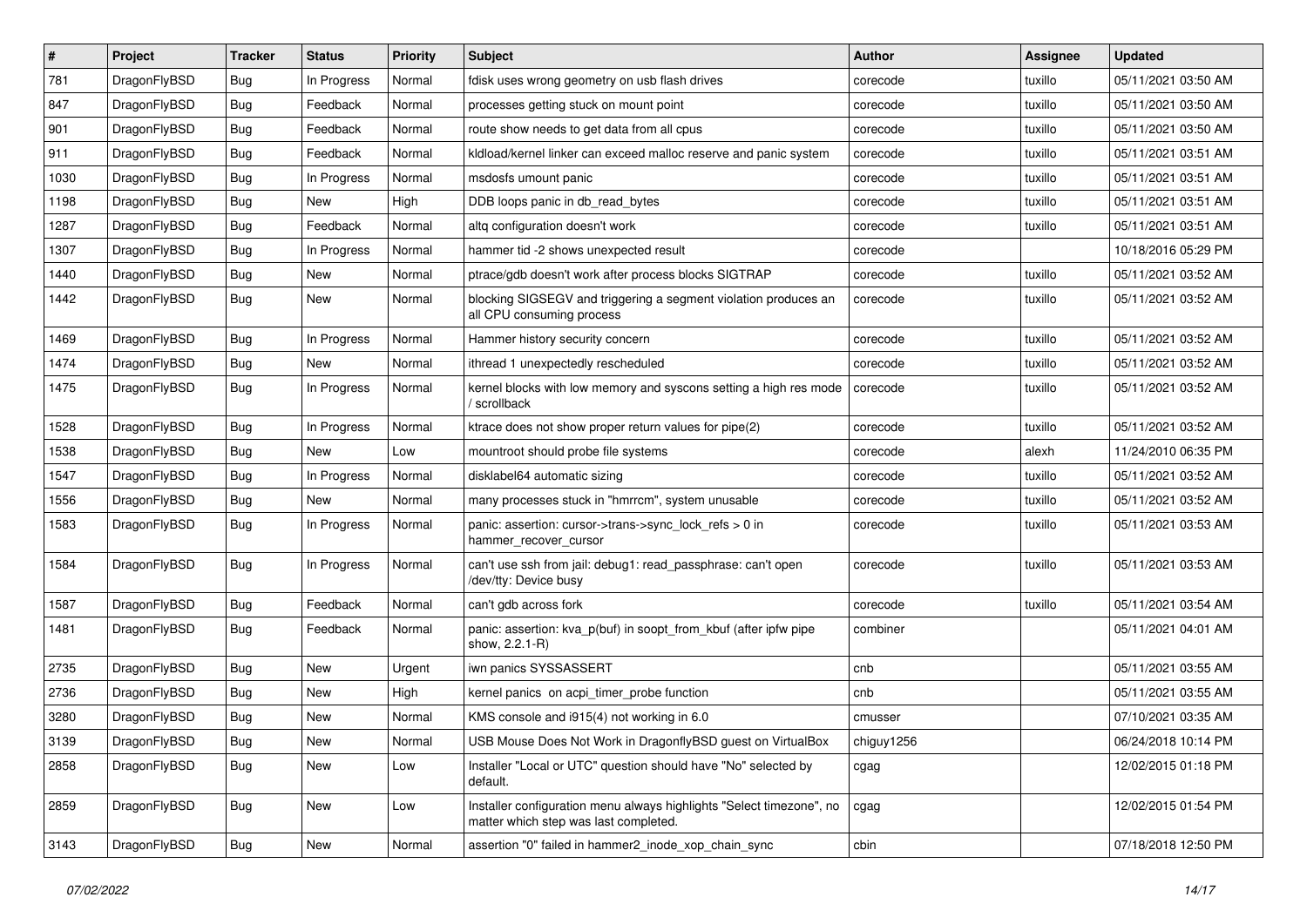| # | Project | Tracker | Status | Priority | Subject | Author | Assignee | Updated |
|---|---|---|---|---|---|---|---|---|
| 781 | DragonFlyBSD | Bug | In Progress | Normal | fdisk uses wrong geometry on usb flash drives | corecode | tuxillo | 05/11/2021 03:50 AM |
| 847 | DragonFlyBSD | Bug | Feedback | Normal | processes getting stuck on mount point | corecode | tuxillo | 05/11/2021 03:50 AM |
| 901 | DragonFlyBSD | Bug | Feedback | Normal | route show needs to get data from all cpus | corecode | tuxillo | 05/11/2021 03:50 AM |
| 911 | DragonFlyBSD | Bug | Feedback | Normal | kldload/kernel linker can exceed malloc reserve and panic system | corecode | tuxillo | 05/11/2021 03:51 AM |
| 1030 | DragonFlyBSD | Bug | In Progress | Normal | msdosfs umount panic | corecode | tuxillo | 05/11/2021 03:51 AM |
| 1198 | DragonFlyBSD | Bug | New | High | DDB loops panic in db_read_bytes | corecode | tuxillo | 05/11/2021 03:51 AM |
| 1287 | DragonFlyBSD | Bug | Feedback | Normal | altq configuration doesn't work | corecode | tuxillo | 05/11/2021 03:51 AM |
| 1307 | DragonFlyBSD | Bug | In Progress | Normal | hammer tid -2 shows unexpected result | corecode | | 10/18/2016 05:29 PM |
| 1440 | DragonFlyBSD | Bug | New | Normal | ptrace/gdb doesn't work after process blocks SIGTRAP | corecode | tuxillo | 05/11/2021 03:52 AM |
| 1442 | DragonFlyBSD | Bug | New | Normal | blocking SIGSEGV and triggering a segment violation produces an all CPU consuming process | corecode | tuxillo | 05/11/2021 03:52 AM |
| 1469 | DragonFlyBSD | Bug | In Progress | Normal | Hammer history security concern | corecode | tuxillo | 05/11/2021 03:52 AM |
| 1474 | DragonFlyBSD | Bug | New | Normal | ithread 1 unexpectedly rescheduled | corecode | tuxillo | 05/11/2021 03:52 AM |
| 1475 | DragonFlyBSD | Bug | In Progress | Normal | kernel blocks with low memory and syscons setting a high res mode / scrollback | corecode | tuxillo | 05/11/2021 03:52 AM |
| 1528 | DragonFlyBSD | Bug | In Progress | Normal | ktrace does not show proper return values for pipe(2) | corecode | tuxillo | 05/11/2021 03:52 AM |
| 1538 | DragonFlyBSD | Bug | New | Low | mountroot should probe file systems | corecode | alexh | 11/24/2010 06:35 PM |
| 1547 | DragonFlyBSD | Bug | In Progress | Normal | disklabel64 automatic sizing | corecode | tuxillo | 05/11/2021 03:52 AM |
| 1556 | DragonFlyBSD | Bug | New | Normal | many processes stuck in "hmrrcm", system unusable | corecode | tuxillo | 05/11/2021 03:52 AM |
| 1583 | DragonFlyBSD | Bug | In Progress | Normal | panic: assertion: cursor->trans->sync_lock_refs > 0 in hammer_recover_cursor | corecode | tuxillo | 05/11/2021 03:53 AM |
| 1584 | DragonFlyBSD | Bug | In Progress | Normal | can't use ssh from jail: debug1: read_passphrase: can't open /dev/tty: Device busy | corecode | tuxillo | 05/11/2021 03:53 AM |
| 1587 | DragonFlyBSD | Bug | Feedback | Normal | can't gdb across fork | corecode | tuxillo | 05/11/2021 03:54 AM |
| 1481 | DragonFlyBSD | Bug | Feedback | Normal | panic: assertion: kva_p(buf) in soopt_from_kbuf (after ipfw pipe show, 2.2.1-R) | combiner | | 05/11/2021 04:01 AM |
| 2735 | DragonFlyBSD | Bug | New | Urgent | iwn panics SYSSASSERT | cnb | | 05/11/2021 03:55 AM |
| 2736 | DragonFlyBSD | Bug | New | High | kernel panics on acpi_timer_probe function | cnb | | 05/11/2021 03:55 AM |
| 3280 | DragonFlyBSD | Bug | New | Normal | KMS console and i915(4) not working in 6.0 | cmusser | | 07/10/2021 03:35 AM |
| 3139 | DragonFlyBSD | Bug | New | Normal | USB Mouse Does Not Work in DragonflyBSD guest on VirtualBox | chiguy1256 | | 06/24/2018 10:14 PM |
| 2858 | DragonFlyBSD | Bug | New | Low | Installer "Local or UTC" question should have "No" selected by default. | cgag | | 12/02/2015 01:18 PM |
| 2859 | DragonFlyBSD | Bug | New | Low | Installer configuration menu always highlights "Select timezone", no matter which step was last completed. | cgag | | 12/02/2015 01:54 PM |
| 3143 | DragonFlyBSD | Bug | New | Normal | assertion "0" failed in hammer2_inode_xop_chain_sync | cbin | | 07/18/2018 12:50 PM |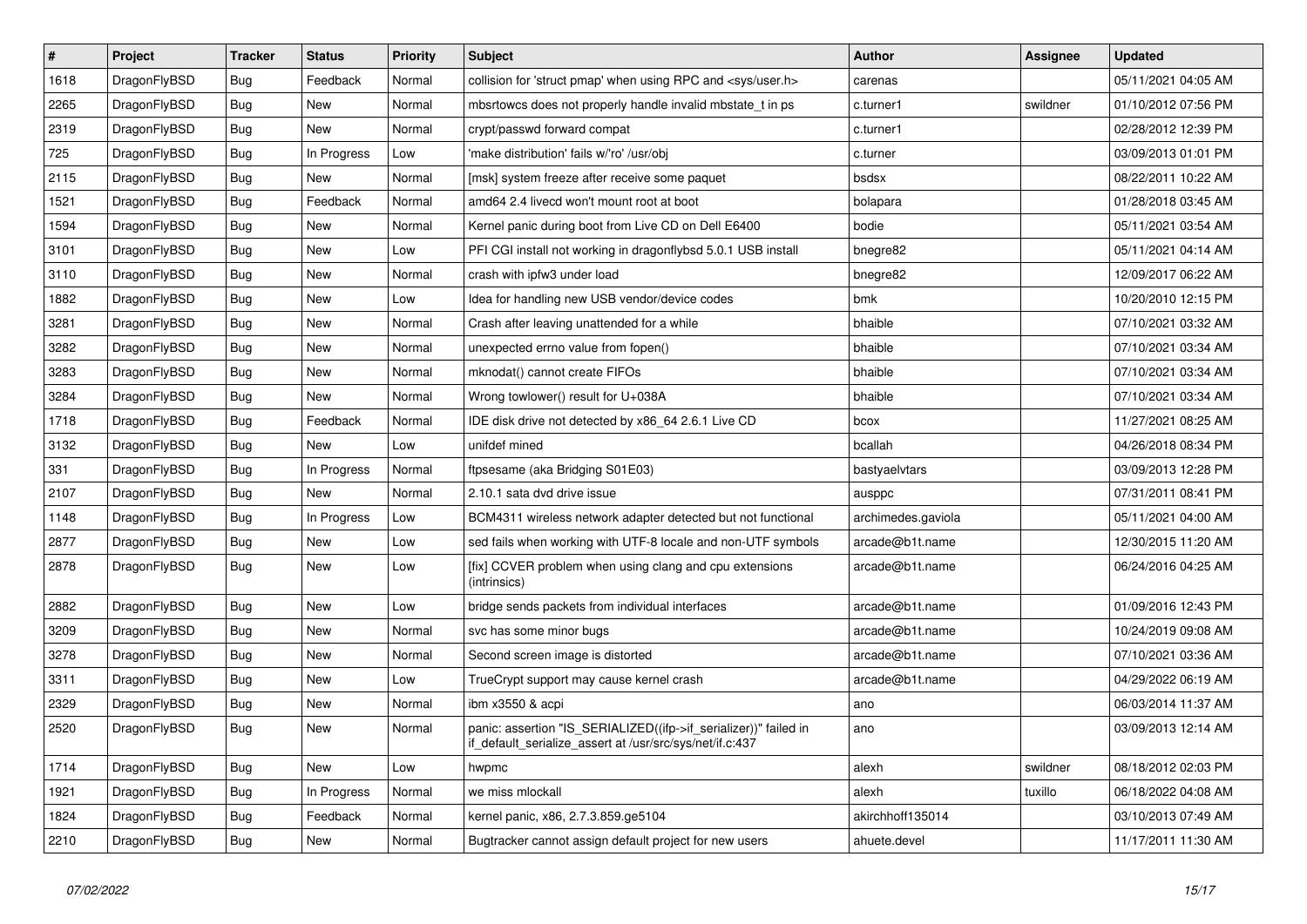| # | Project | Tracker | Status | Priority | Subject | Author | Assignee | Updated |
|---|---|---|---|---|---|---|---|---|
| 1618 | DragonFlyBSD | Bug | Feedback | Normal | collision for 'struct pmap' when using RPC and <sys/user.h> | carenas | | 05/11/2021 04:05 AM |
| 2265 | DragonFlyBSD | Bug | New | Normal | mbsrtowcs does not properly handle invalid mbstate_t in ps | c.turner1 | swildner | 01/10/2012 07:56 PM |
| 2319 | DragonFlyBSD | Bug | New | Normal | crypt/passwd forward compat | c.turner1 | | 02/28/2012 12:39 PM |
| 725 | DragonFlyBSD | Bug | In Progress | Low | 'make distribution' fails w/'ro' /usr/obj | c.turner | | 03/09/2013 01:01 PM |
| 2115 | DragonFlyBSD | Bug | New | Normal | [msk] system freeze after receive some paquet | bsdsx | | 08/22/2011 10:22 AM |
| 1521 | DragonFlyBSD | Bug | Feedback | Normal | amd64 2.4 livecd won't mount root at boot | bolapara | | 01/28/2018 03:45 AM |
| 1594 | DragonFlyBSD | Bug | New | Normal | Kernel panic during boot from Live CD on Dell E6400 | bodie | | 05/11/2021 03:54 AM |
| 3101 | DragonFlyBSD | Bug | New | Low | PFI CGI install not working in dragonflybsd 5.0.1 USB install | bnegre82 | | 05/11/2021 04:14 AM |
| 3110 | DragonFlyBSD | Bug | New | Normal | crash with ipfw3 under load | bnegre82 | | 12/09/2017 06:22 AM |
| 1882 | DragonFlyBSD | Bug | New | Low | Idea for handling new USB vendor/device codes | bmk | | 10/20/2010 12:15 PM |
| 3281 | DragonFlyBSD | Bug | New | Normal | Crash after leaving unattended for a while | bhaible | | 07/10/2021 03:32 AM |
| 3282 | DragonFlyBSD | Bug | New | Normal | unexpected errno value from fopen() | bhaible | | 07/10/2021 03:34 AM |
| 3283 | DragonFlyBSD | Bug | New | Normal | mknodat() cannot create FIFOs | bhaible | | 07/10/2021 03:34 AM |
| 3284 | DragonFlyBSD | Bug | New | Normal | Wrong towlower() result for U+038A | bhaible | | 07/10/2021 03:34 AM |
| 1718 | DragonFlyBSD | Bug | Feedback | Normal | IDE disk drive not detected by x86_64 2.6.1 Live CD | bcox | | 11/27/2021 08:25 AM |
| 3132 | DragonFlyBSD | Bug | New | Low | unifdef mined | bcallah | | 04/26/2018 08:34 PM |
| 331 | DragonFlyBSD | Bug | In Progress | Normal | ftpsesame (aka Bridging S01E03) | bastyaelvtars | | 03/09/2013 12:28 PM |
| 2107 | DragonFlyBSD | Bug | New | Normal | 2.10.1 sata dvd drive issue | ausppc | | 07/31/2011 08:41 PM |
| 1148 | DragonFlyBSD | Bug | In Progress | Low | BCM4311 wireless network adapter detected but not functional | archimedes.gaviola | | 05/11/2021 04:00 AM |
| 2877 | DragonFlyBSD | Bug | New | Low | sed fails when working with UTF-8 locale and non-UTF symbols | arcade@b1t.name | | 12/30/2015 11:20 AM |
| 2878 | DragonFlyBSD | Bug | New | Low | [fix] CCVER problem when using clang and cpu extensions (intrinsics) | arcade@b1t.name | | 06/24/2016 04:25 AM |
| 2882 | DragonFlyBSD | Bug | New | Low | bridge sends packets from individual interfaces | arcade@b1t.name | | 01/09/2016 12:43 PM |
| 3209 | DragonFlyBSD | Bug | New | Normal | svc has some minor bugs | arcade@b1t.name | | 10/24/2019 09:08 AM |
| 3278 | DragonFlyBSD | Bug | New | Normal | Second screen image is distorted | arcade@b1t.name | | 07/10/2021 03:36 AM |
| 3311 | DragonFlyBSD | Bug | New | Low | TrueCrypt support may cause kernel crash | arcade@b1t.name | | 04/29/2022 06:19 AM |
| 2329 | DragonFlyBSD | Bug | New | Normal | ibm x3550 & acpi | ano | | 06/03/2014 11:37 AM |
| 2520 | DragonFlyBSD | Bug | New | Normal | panic: assertion "IS_SERIALIZED((ifp->if_serializer))" failed in if_default_serialize_assert at /usr/src/sys/net/if.c:437 | ano | | 03/09/2013 12:14 AM |
| 1714 | DragonFlyBSD | Bug | New | Low | hwpmc | alexh | swildner | 08/18/2012 02:03 PM |
| 1921 | DragonFlyBSD | Bug | In Progress | Normal | we miss mlockall | alexh | tuxillo | 06/18/2022 04:08 AM |
| 1824 | DragonFlyBSD | Bug | Feedback | Normal | kernel panic, x86, 2.7.3.859.ge5104 | akirchhoff135014 | | 03/10/2013 07:49 AM |
| 2210 | DragonFlyBSD | Bug | New | Normal | Bugtracker cannot assign default project for new users | ahuete.devel | | 11/17/2011 11:30 AM |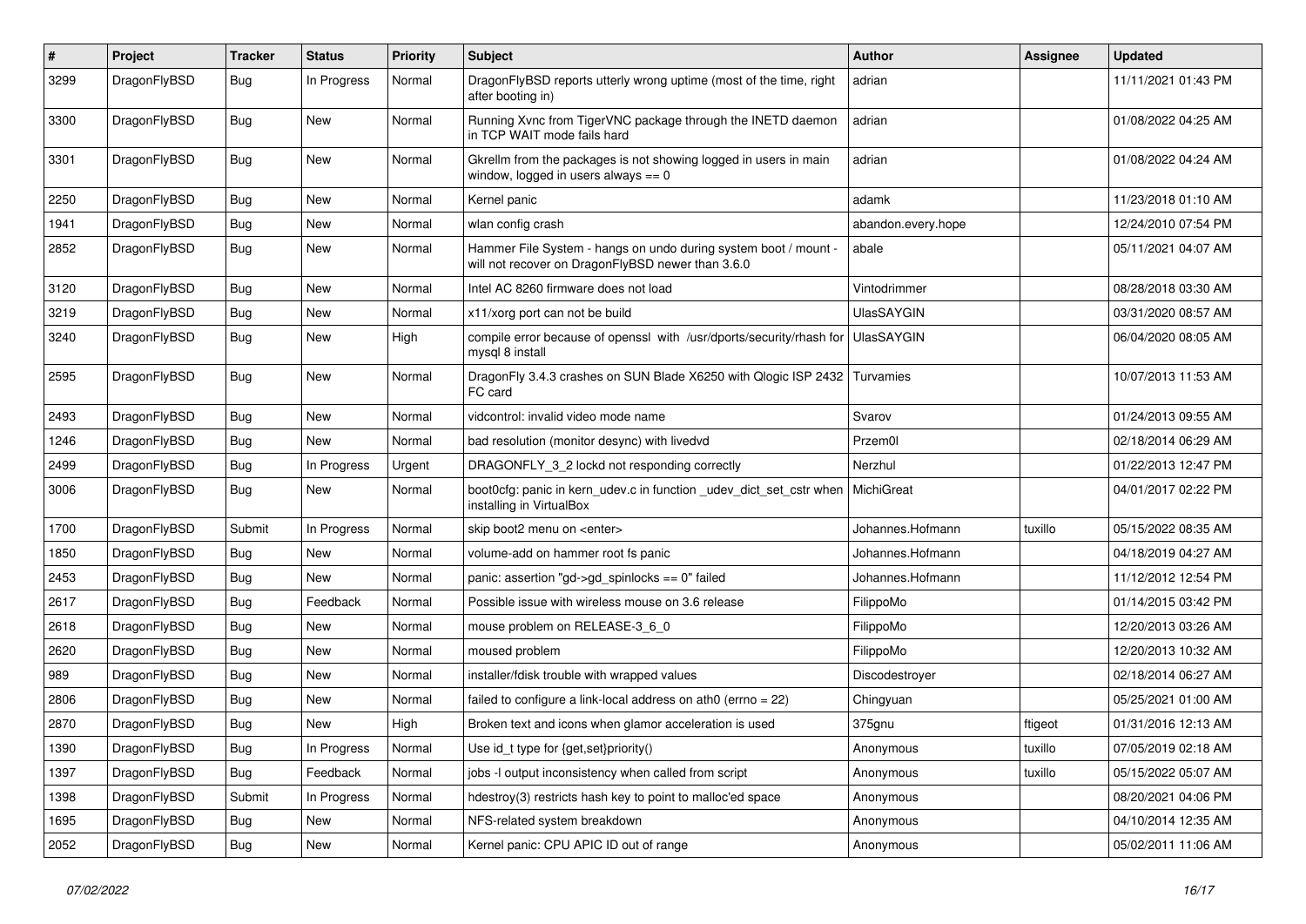| # | Project | Tracker | Status | Priority | Subject | Author | Assignee | Updated |
|---|---|---|---|---|---|---|---|---|
| 3299 | DragonFlyBSD | Bug | In Progress | Normal | DragonFlyBSD reports utterly wrong uptime (most of the time, right after booting in) | adrian | | 11/11/2021 01:43 PM |
| 3300 | DragonFlyBSD | Bug | New | Normal | Running Xvnc from TigerVNC package through the INETD daemon in TCP WAIT mode fails hard | adrian | | 01/08/2022 04:25 AM |
| 3301 | DragonFlyBSD | Bug | New | Normal | Gkrellm from the packages is not showing logged in users in main window, logged in users always == 0 | adrian | | 01/08/2022 04:24 AM |
| 2250 | DragonFlyBSD | Bug | New | Normal | Kernel panic | adamk | | 11/23/2018 01:10 AM |
| 1941 | DragonFlyBSD | Bug | New | Normal | wlan config crash | abandon.every.hope | | 12/24/2010 07:54 PM |
| 2852 | DragonFlyBSD | Bug | New | Normal | Hammer File System - hangs on undo during system boot / mount - will not recover on DragonFlyBSD newer than 3.6.0 | abale | | 05/11/2021 04:07 AM |
| 3120 | DragonFlyBSD | Bug | New | Normal | Intel AC 8260 firmware does not load | Vintodrimmer | | 08/28/2018 03:30 AM |
| 3219 | DragonFlyBSD | Bug | New | Normal | x11/xorg port can not be build | UlasSAYGIN | | 03/31/2020 08:57 AM |
| 3240 | DragonFlyBSD | Bug | New | High | compile error because of openssl with /usr/dports/security/rhash for mysql 8 install | UlasSAYGIN | | 06/04/2020 08:05 AM |
| 2595 | DragonFlyBSD | Bug | New | Normal | DragonFly 3.4.3 crashes on SUN Blade X6250 with Qlogic ISP 2432 FC card | Turvamies | | 10/07/2013 11:53 AM |
| 2493 | DragonFlyBSD | Bug | New | Normal | vidcontrol: invalid video mode name | Svarov | | 01/24/2013 09:55 AM |
| 1246 | DragonFlyBSD | Bug | New | Normal | bad resolution (monitor desync) with livedvd | Przem0l | | 02/18/2014 06:29 AM |
| 2499 | DragonFlyBSD | Bug | In Progress | Urgent | DRAGONFLY_3_2 lockd not responding correctly | Nerzhul | | 01/22/2013 12:47 PM |
| 3006 | DragonFlyBSD | Bug | New | Normal | boot0cfg: panic in kern_udev.c in function _udev_dict_set_cstr when installing in VirtualBox | MichiGreat | | 04/01/2017 02:22 PM |
| 1700 | DragonFlyBSD | Submit | In Progress | Normal | skip boot2 menu on <enter> | Johannes.Hofmann | tuxillo | 05/15/2022 08:35 AM |
| 1850 | DragonFlyBSD | Bug | New | Normal | volume-add on hammer root fs panic | Johannes.Hofmann | | 04/18/2019 04:27 AM |
| 2453 | DragonFlyBSD | Bug | New | Normal | panic: assertion "gd->gd_spinlocks == 0" failed | Johannes.Hofmann | | 11/12/2012 12:54 PM |
| 2617 | DragonFlyBSD | Bug | Feedback | Normal | Possible issue with wireless mouse on 3.6 release | FilippoMo | | 01/14/2015 03:42 PM |
| 2618 | DragonFlyBSD | Bug | New | Normal | mouse problem on RELEASE-3_6_0 | FilippoMo | | 12/20/2013 03:26 AM |
| 2620 | DragonFlyBSD | Bug | New | Normal | moused problem | FilippoMo | | 12/20/2013 10:32 AM |
| 989 | DragonFlyBSD | Bug | New | Normal | installer/fdisk trouble with wrapped values | Discodestroyer | | 02/18/2014 06:27 AM |
| 2806 | DragonFlyBSD | Bug | New | Normal | failed to configure a link-local address on ath0 (errno = 22) | Chingyuan | | 05/25/2021 01:00 AM |
| 2870 | DragonFlyBSD | Bug | New | High | Broken text and icons when glamor acceleration is used | 375gnu | ftigeot | 01/31/2016 12:13 AM |
| 1390 | DragonFlyBSD | Bug | In Progress | Normal | Use id_t type for {get,set}priority() | Anonymous | tuxillo | 07/05/2019 02:18 AM |
| 1397 | DragonFlyBSD | Bug | Feedback | Normal | jobs -I output inconsistency when called from script | Anonymous | tuxillo | 05/15/2022 05:07 AM |
| 1398 | DragonFlyBSD | Submit | In Progress | Normal | hdestroy(3) restricts hash key to point to malloc'ed space | Anonymous | | 08/20/2021 04:06 PM |
| 1695 | DragonFlyBSD | Bug | New | Normal | NFS-related system breakdown | Anonymous | | 04/10/2014 12:35 AM |
| 2052 | DragonFlyBSD | Bug | New | Normal | Kernel panic: CPU APIC ID out of range | Anonymous | | 05/02/2011 11:06 AM |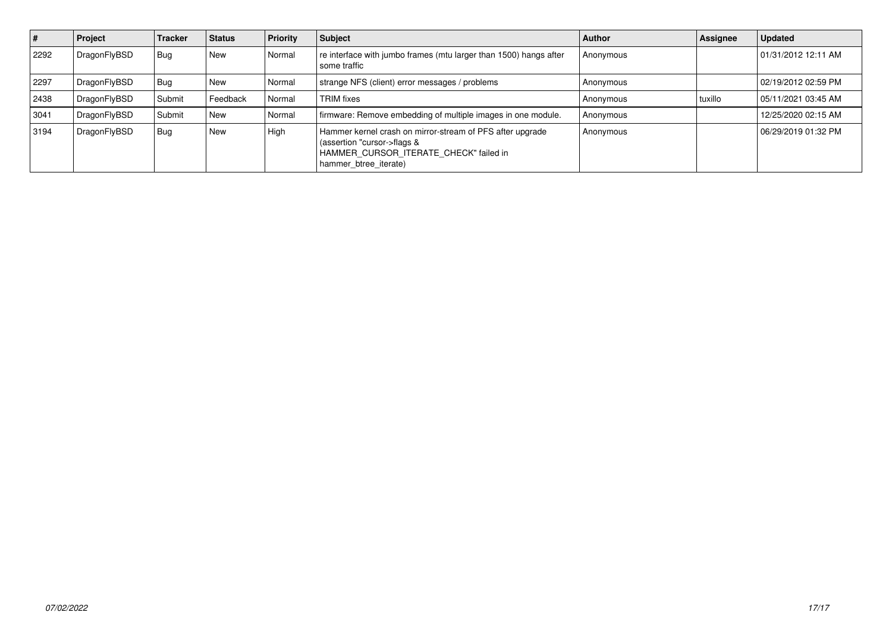| # | Project | Tracker | Status | Priority | Subject | Author | Assignee | Updated |
|---|---|---|---|---|---|---|---|---|
| 2292 | DragonFlyBSD | Bug | New | Normal | re interface with jumbo frames (mtu larger than 1500) hangs after some traffic | Anonymous | | 01/31/2012 12:11 AM |
| 2297 | DragonFlyBSD | Bug | New | Normal | strange NFS (client) error messages / problems | Anonymous | | 02/19/2012 02:59 PM |
| 2438 | DragonFlyBSD | Submit | Feedback | Normal | TRIM fixes | Anonymous | tuxillo | 05/11/2021 03:45 AM |
| 3041 | DragonFlyBSD | Submit | New | Normal | firmware: Remove embedding of multiple images in one module. | Anonymous | | 12/25/2020 02:15 AM |
| 3194 | DragonFlyBSD | Bug | New | High | Hammer kernel crash on mirror-stream of PFS after upgrade (assertion "cursor->flags & HAMMER_CURSOR_ITERATE_CHECK" failed in hammer_btree_iterate) | Anonymous | | 06/29/2019 01:32 PM |